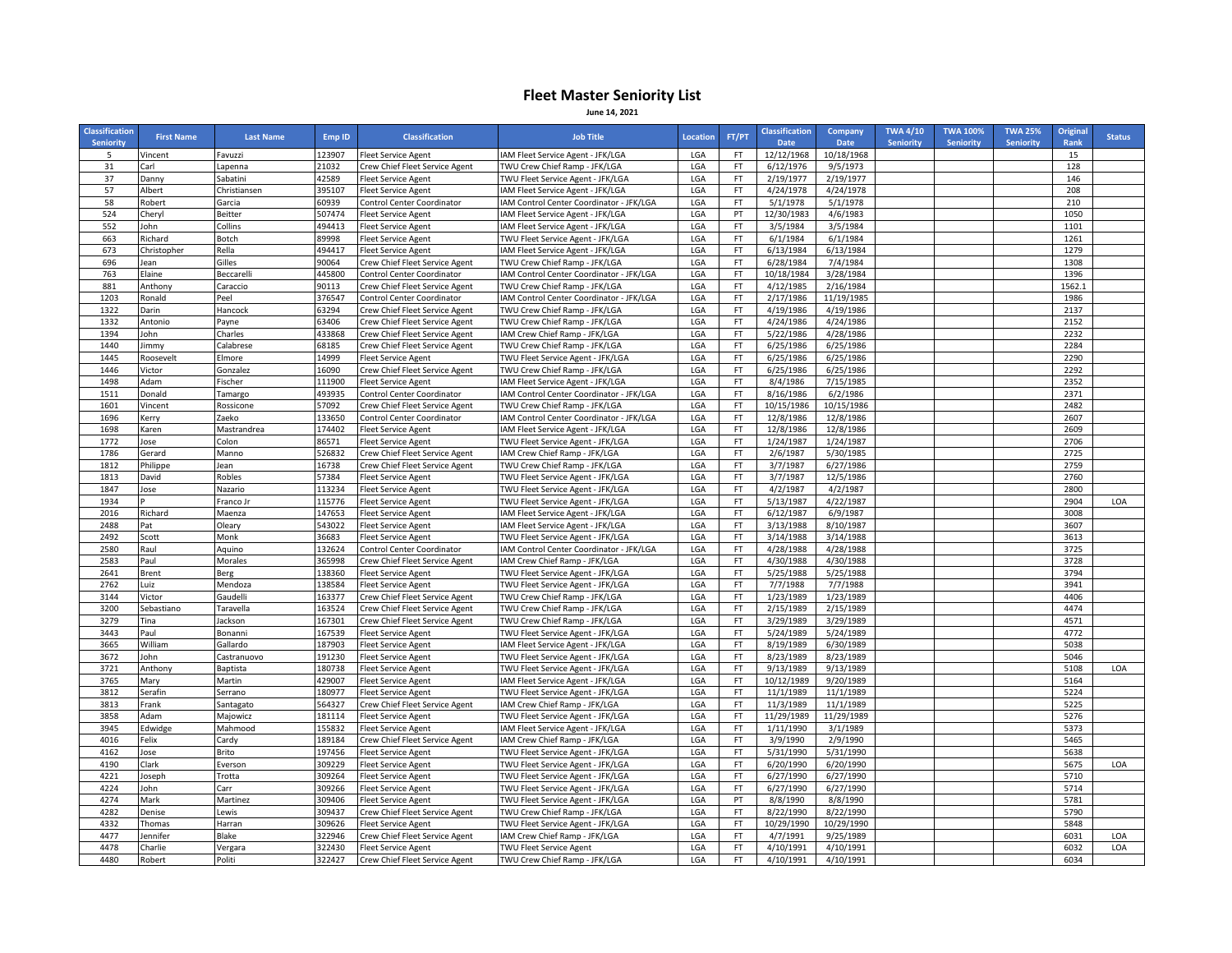# Fleet Master Seniority List

**June 14, 2021**

| Classification Seniority | First Name | Last Name | Emp ID | Classification | Job Title | Location | FT/PT | Classification Date | Company Date | TWA 4/10 Seniority | TWA 100% Seniority | TWA 25% Seniority | Original Rank | Status |
|---|---|---|---|---|---|---|---|---|---|---|---|---|---|---|
| 5 | Vincent | Favuzzi | 123907 | Fleet Service Agent | IAM Fleet Service Agent - JFK/LGA | LGA | FT | 12/12/1968 | 10/18/1968 | | | | 15 | |
| 31 | Carl | Lapenna | 21032 | Crew Chief Fleet Service Agent | TWU Crew Chief Ramp - JFK/LGA | LGA | FT | 6/12/1976 | 9/5/1973 | | | | 128 | |
| 37 | Danny | Sabatini | 42589 | Fleet Service Agent | TWU Fleet Service Agent - JFK/LGA | LGA | FT | 2/19/1977 | 2/19/1977 | | | | 146 | |
| 57 | Albert | Christiansen | 395107 | Fleet Service Agent | IAM Fleet Service Agent - JFK/LGA | LGA | FT | 4/24/1978 | 4/24/1978 | | | | 208 | |
| 58 | Robert | Garcia | 60939 | Control Center Coordinator | IAM Control Center Coordinator - JFK/LGA | LGA | FT | 5/1/1978 | 5/1/1978 | | | | 210 | |
| 524 | Cheryl | Beitter | 507474 | Fleet Service Agent | IAM Fleet Service Agent - JFK/LGA | LGA | PT | 12/30/1983 | 4/6/1983 | | | | 1050 | |
| 552 | John | Collins | 494413 | Fleet Service Agent | IAM Fleet Service Agent - JFK/LGA | LGA | FT | 3/5/1984 | 3/5/1984 | | | | 1101 | |
| 663 | Richard | Botch | 89998 | Fleet Service Agent | TWU Fleet Service Agent - JFK/LGA | LGA | FT | 6/1/1984 | 6/1/1984 | | | | 1261 | |
| 673 | Christopher | Rella | 494417 | Fleet Service Agent | IAM Fleet Service Agent - JFK/LGA | LGA | FT | 6/13/1984 | 6/13/1984 | | | | 1279 | |
| 696 | Jean | Gilles | 90064 | Crew Chief Fleet Service Agent | TWU Crew Chief Ramp - JFK/LGA | LGA | FT | 6/28/1984 | 7/4/1984 | | | | 1308 | |
| 763 | Elaine | Beccarelli | 445800 | Control Center Coordinator | IAM Control Center Coordinator - JFK/LGA | LGA | FT | 10/18/1984 | 3/28/1984 | | | | 1396 | |
| 881 | Anthony | Caraccio | 90113 | Crew Chief Fleet Service Agent | TWU Crew Chief Ramp - JFK/LGA | LGA | FT | 4/12/1985 | 2/16/1984 | | | | 1562.1 | |
| 1203 | Ronald | Peel | 376547 | Control Center Coordinator | IAM Control Center Coordinator - JFK/LGA | LGA | FT | 2/17/1986 | 11/19/1985 | | | | 1986 | |
| 1322 | Darin | Hancock | 63294 | Crew Chief Fleet Service Agent | TWU Crew Chief Ramp - JFK/LGA | LGA | FT | 4/19/1986 | 4/19/1986 | | | | 2137 | |
| 1332 | Antonio | Payne | 63406 | Crew Chief Fleet Service Agent | TWU Crew Chief Ramp - JFK/LGA | LGA | FT | 4/24/1986 | 4/24/1986 | | | | 2152 | |
| 1394 | John | Charles | 433868 | Crew Chief Fleet Service Agent | IAM Crew Chief Ramp - JFK/LGA | LGA | FT | 5/22/1986 | 4/28/1986 | | | | 2232 | |
| 1440 | Jimmy | Calabrese | 68185 | Crew Chief Fleet Service Agent | TWU Crew Chief Ramp - JFK/LGA | LGA | FT | 6/25/1986 | 6/25/1986 | | | | 2284 | |
| 1445 | Roosevelt | Elmore | 14999 | Fleet Service Agent | TWU Fleet Service Agent - JFK/LGA | LGA | FT | 6/25/1986 | 6/25/1986 | | | | 2290 | |
| 1446 | Victor | Gonzalez | 16090 | Crew Chief Fleet Service Agent | TWU Crew Chief Ramp - JFK/LGA | LGA | FT | 6/25/1986 | 6/25/1986 | | | | 2292 | |
| 1498 | Adam | Fischer | 111900 | Fleet Service Agent | IAM Fleet Service Agent - JFK/LGA | LGA | FT | 8/4/1986 | 7/15/1985 | | | | 2352 | |
| 1511 | Donald | Tamargo | 493935 | Control Center Coordinator | IAM Control Center Coordinator - JFK/LGA | LGA | FT | 8/16/1986 | 6/2/1986 | | | | 2371 | |
| 1601 | Vincent | Rossicone | 57092 | Crew Chief Fleet Service Agent | TWU Crew Chief Ramp - JFK/LGA | LGA | FT | 10/15/1986 | 10/15/1986 | | | | 2482 | |
| 1696 | Kerry | Zaeko | 133650 | Control Center Coordinator | IAM Control Center Coordinator - JFK/LGA | LGA | FT | 12/8/1986 | 12/8/1986 | | | | 2607 | |
| 1698 | Karen | Mastrandrea | 174402 | Fleet Service Agent | IAM Fleet Service Agent - JFK/LGA | LGA | FT | 12/8/1986 | 12/8/1986 | | | | 2609 | |
| 1772 | Jose | Colon | 86571 | Fleet Service Agent | TWU Fleet Service Agent - JFK/LGA | LGA | FT | 1/24/1987 | 1/24/1987 | | | | 2706 | |
| 1786 | Gerard | Manno | 526832 | Crew Chief Fleet Service Agent | IAM Crew Chief Ramp - JFK/LGA | LGA | FT | 2/6/1987 | 5/30/1985 | | | | 2725 | |
| 1812 | Philippe | Jean | 16738 | Crew Chief Fleet Service Agent | TWU Crew Chief Ramp - JFK/LGA | LGA | FT | 3/7/1987 | 6/27/1986 | | | | 2759 | |
| 1813 | David | Robles | 57384 | Fleet Service Agent | TWU Fleet Service Agent - JFK/LGA | LGA | FT | 3/7/1987 | 12/5/1986 | | | | 2760 | |
| 1847 | Jose | Nazario | 113234 | Fleet Service Agent | TWU Fleet Service Agent - JFK/LGA | LGA | FT | 4/2/1987 | 4/2/1987 | | | | 2800 | |
| 1934 | P | Franco Jr | 115776 | Fleet Service Agent | TWU Fleet Service Agent - JFK/LGA | LGA | FT | 5/13/1987 | 4/22/1987 | | | | 2904 | LOA |
| 2016 | Richard | Maenza | 147653 | Fleet Service Agent | IAM Fleet Service Agent - JFK/LGA | LGA | FT | 6/12/1987 | 6/9/1987 | | | | 3008 | |
| 2488 | Pat | Oleary | 543022 | Fleet Service Agent | IAM Fleet Service Agent - JFK/LGA | LGA | FT | 3/13/1988 | 8/10/1987 | | | | 3607 | |
| 2492 | Scott | Monk | 36683 | Fleet Service Agent | TWU Fleet Service Agent - JFK/LGA | LGA | FT | 3/14/1988 | 3/14/1988 | | | | 3613 | |
| 2580 | Raul | Aquino | 132624 | Control Center Coordinator | IAM Control Center Coordinator - JFK/LGA | LGA | FT | 4/28/1988 | 4/28/1988 | | | | 3725 | |
| 2583 | Paul | Morales | 365998 | Crew Chief Fleet Service Agent | IAM Crew Chief Ramp - JFK/LGA | LGA | FT | 4/30/1988 | 4/30/1988 | | | | 3728 | |
| 2641 | Brent | Berg | 138360 | Fleet Service Agent | TWU Fleet Service Agent - JFK/LGA | LGA | FT | 5/25/1988 | 5/25/1988 | | | | 3794 | |
| 2762 | Luiz | Mendoza | 138584 | Fleet Service Agent | TWU Fleet Service Agent - JFK/LGA | LGA | FT | 7/7/1988 | 7/7/1988 | | | | 3941 | |
| 3144 | Victor | Gaudelli | 163377 | Crew Chief Fleet Service Agent | TWU Crew Chief Ramp - JFK/LGA | LGA | FT | 1/23/1989 | 1/23/1989 | | | | 4406 | |
| 3200 | Sebastiano | Taravella | 163524 | Crew Chief Fleet Service Agent | TWU Crew Chief Ramp - JFK/LGA | LGA | FT | 2/15/1989 | 2/15/1989 | | | | 4474 | |
| 3279 | Tina | Jackson | 167301 | Crew Chief Fleet Service Agent | TWU Crew Chief Ramp - JFK/LGA | LGA | FT | 3/29/1989 | 3/29/1989 | | | | 4571 | |
| 3443 | Paul | Bonanni | 167539 | Fleet Service Agent | TWU Fleet Service Agent - JFK/LGA | LGA | FT | 5/24/1989 | 5/24/1989 | | | | 4772 | |
| 3665 | William | Gallardo | 187903 | Fleet Service Agent | IAM Fleet Service Agent - JFK/LGA | LGA | FT | 8/19/1989 | 6/30/1989 | | | | 5038 | |
| 3672 | John | Castranuovo | 191230 | Fleet Service Agent | TWU Fleet Service Agent - JFK/LGA | LGA | FT | 8/23/1989 | 8/23/1989 | | | | 5046 | |
| 3721 | Anthony | Baptista | 180738 | Fleet Service Agent | TWU Fleet Service Agent - JFK/LGA | LGA | FT | 9/13/1989 | 9/13/1989 | | | | 5108 | LOA |
| 3765 | Mary | Martin | 429007 | Fleet Service Agent | IAM Fleet Service Agent - JFK/LGA | LGA | FT | 10/12/1989 | 9/20/1989 | | | | 5164 | |
| 3812 | Serafin | Serrano | 180977 | Fleet Service Agent | TWU Fleet Service Agent - JFK/LGA | LGA | FT | 11/1/1989 | 11/1/1989 | | | | 5224 | |
| 3813 | Frank | Santagato | 564327 | Crew Chief Fleet Service Agent | IAM Crew Chief Ramp - JFK/LGA | LGA | FT | 11/3/1989 | 11/1/1989 | | | | 5225 | |
| 3858 | Adam | Majowicz | 181114 | Fleet Service Agent | TWU Fleet Service Agent - JFK/LGA | LGA | FT | 11/29/1989 | 11/29/1989 | | | | 5276 | |
| 3945 | Edwidge | Mahmood | 155832 | Fleet Service Agent | IAM Fleet Service Agent - JFK/LGA | LGA | FT | 1/11/1990 | 3/1/1989 | | | | 5373 | |
| 4016 | Felix | Cardy | 189184 | Crew Chief Fleet Service Agent | IAM Crew Chief Ramp - JFK/LGA | LGA | FT | 3/9/1990 | 2/9/1990 | | | | 5465 | |
| 4162 | Jose | Brito | 197456 | Fleet Service Agent | TWU Fleet Service Agent - JFK/LGA | LGA | FT | 5/31/1990 | 5/31/1990 | | | | 5638 | |
| 4190 | Clark | Everson | 309229 | Fleet Service Agent | TWU Fleet Service Agent - JFK/LGA | LGA | FT | 6/20/1990 | 6/20/1990 | | | | 5675 | LOA |
| 4221 | Joseph | Trotta | 309264 | Fleet Service Agent | TWU Fleet Service Agent - JFK/LGA | LGA | FT | 6/27/1990 | 6/27/1990 | | | | 5710 | |
| 4224 | John | Carr | 309266 | Fleet Service Agent | TWU Fleet Service Agent - JFK/LGA | LGA | FT | 6/27/1990 | 6/27/1990 | | | | 5714 | |
| 4274 | Mark | Martinez | 309406 | Fleet Service Agent | TWU Fleet Service Agent - JFK/LGA | LGA | PT | 8/8/1990 | 8/8/1990 | | | | 5781 | |
| 4282 | Denise | Lewis | 309437 | Crew Chief Fleet Service Agent | TWU Crew Chief Ramp - JFK/LGA | LGA | FT | 8/22/1990 | 8/22/1990 | | | | 5790 | |
| 4332 | Thomas | Harran | 309626 | Fleet Service Agent | TWU Fleet Service Agent - JFK/LGA | LGA | FT | 10/29/1990 | 10/29/1990 | | | | 5848 | |
| 4477 | Jennifer | Blake | 322946 | Crew Chief Fleet Service Agent | IAM Crew Chief Ramp - JFK/LGA | LGA | FT | 4/7/1991 | 9/25/1989 | | | | 6031 | LOA |
| 4478 | Charlie | Vergara | 322430 | Fleet Service Agent | TWU Fleet Service Agent | LGA | FT | 4/10/1991 | 4/10/1991 | | | | 6032 | LOA |
| 4480 | Robert | Politi | 322427 | Crew Chief Fleet Service Agent | TWU Crew Chief Ramp - JFK/LGA | LGA | FT | 4/10/1991 | 4/10/1991 | | | | 6034 | |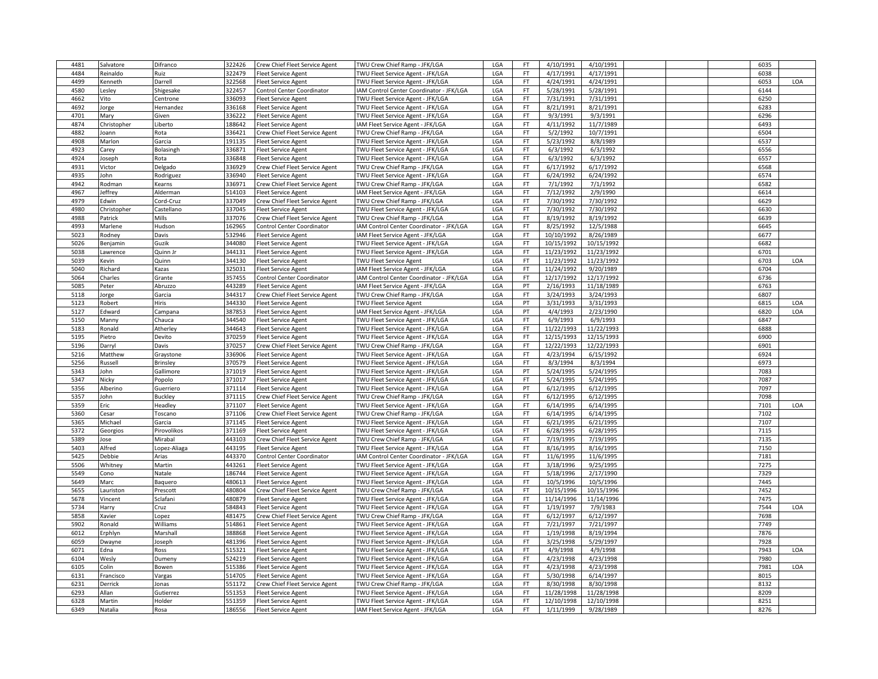| | | | | | | | | | | | | | |
|---|---|---|---|---|---|---|---|---|---|---|---|---|---|
| 4481 | Salvatore | Difranco | 322426 | Crew Chief Fleet Service Agent | TWU Crew Chief Ramp - JFK/LGA | LGA | FT | 4/10/1991 | 4/10/1991 | | | 6035 | |
| 4484 | Reinaldo | Ruiz | 322479 | Fleet Service Agent | TWU Fleet Service Agent - JFK/LGA | LGA | FT | 4/17/1991 | 4/17/1991 | | | 6038 | |
| 4499 | Kenneth | Darrell | 322568 | Fleet Service Agent | TWU Fleet Service Agent - JFK/LGA | LGA | FT | 4/24/1991 | 4/24/1991 | | | 6053 | LOA |
| 4580 | Lesley | Shigesake | 322457 | Control Center Coordinator | IAM Control Center Coordinator - JFK/LGA | LGA | FT | 5/28/1991 | 5/28/1991 | | | 6144 | |
| 4662 | Vito | Centrone | 336093 | Fleet Service Agent | TWU Fleet Service Agent - JFK/LGA | LGA | FT | 7/31/1991 | 7/31/1991 | | | 6250 | |
| 4692 | Jorge | Hernandez | 336168 | Fleet Service Agent | TWU Fleet Service Agent - JFK/LGA | LGA | FT | 8/21/1991 | 8/21/1991 | | | 6283 | |
| 4701 | Mary | Given | 336222 | Fleet Service Agent | TWU Fleet Service Agent - JFK/LGA | LGA | FT | 9/3/1991 | 9/3/1991 | | | 6296 | |
| 4874 | Christopher | Liberto | 188642 | Fleet Service Agent | IAM Fleet Service Agent - JFK/LGA | LGA | FT | 4/11/1992 | 11/7/1989 | | | 6493 | |
| 4882 | Joann | Rota | 336421 | Crew Chief Fleet Service Agent | TWU Crew Chief Ramp - JFK/LGA | LGA | FT | 5/2/1992 | 10/7/1991 | | | 6504 | |
| 4908 | Marlon | Garcia | 191135 | Fleet Service Agent | TWU Fleet Service Agent - JFK/LGA | LGA | FT | 5/23/1992 | 8/8/1989 | | | 6537 | |
| 4923 | Carey | Bolasingh | 336871 | Fleet Service Agent | TWU Fleet Service Agent - JFK/LGA | LGA | FT | 6/3/1992 | 6/3/1992 | | | 6556 | |
| 4924 | Joseph | Rota | 336848 | Fleet Service Agent | TWU Fleet Service Agent - JFK/LGA | LGA | FT | 6/3/1992 | 6/3/1992 | | | 6557 | |
| 4931 | Victor | Delgado | 336929 | Crew Chief Fleet Service Agent | TWU Crew Chief Ramp - JFK/LGA | LGA | FT | 6/17/1992 | 6/17/1992 | | | 6568 | |
| 4935 | John | Rodriguez | 336940 | Fleet Service Agent | TWU Fleet Service Agent - JFK/LGA | LGA | FT | 6/24/1992 | 6/24/1992 | | | 6574 | |
| 4942 | Rodman | Kearns | 336971 | Crew Chief Fleet Service Agent | TWU Crew Chief Ramp - JFK/LGA | LGA | FT | 7/1/1992 | 7/1/1992 | | | 6582 | |
| 4967 | Jeffrey | Alderman | 514103 | Fleet Service Agent | IAM Fleet Service Agent - JFK/LGA | LGA | FT | 7/12/1992 | 2/9/1990 | | | 6614 | |
| 4979 | Edwin | Cord-Cruz | 337049 | Crew Chief Fleet Service Agent | TWU Crew Chief Ramp - JFK/LGA | LGA | FT | 7/30/1992 | 7/30/1992 | | | 6629 | |
| 4980 | Christopher | Castellano | 337045 | Fleet Service Agent | TWU Fleet Service Agent - JFK/LGA | LGA | FT | 7/30/1992 | 7/30/1992 | | | 6630 | |
| 4988 | Patrick | Mills | 337076 | Crew Chief Fleet Service Agent | TWU Crew Chief Ramp - JFK/LGA | LGA | FT | 8/19/1992 | 8/19/1992 | | | 6639 | |
| 4993 | Marlene | Hudson | 162965 | Control Center Coordinator | IAM Control Center Coordinator - JFK/LGA | LGA | FT | 8/25/1992 | 12/5/1988 | | | 6645 | |
| 5023 | Rodney | Davis | 532946 | Fleet Service Agent | IAM Fleet Service Agent - JFK/LGA | LGA | FT | 10/10/1992 | 8/26/1989 | | | 6677 | |
| 5026 | Benjamin | Guzik | 344080 | Fleet Service Agent | TWU Fleet Service Agent - JFK/LGA | LGA | FT | 10/15/1992 | 10/15/1992 | | | 6682 | |
| 5038 | Lawrence | Quinn Jr | 344131 | Fleet Service Agent | TWU Fleet Service Agent - JFK/LGA | LGA | FT | 11/23/1992 | 11/23/1992 | | | 6701 | |
| 5039 | Kevin | Quinn | 344130 | Fleet Service Agent | TWU Fleet Service Agent | LGA | FT | 11/23/1992 | 11/23/1992 | | | 6703 | LOA |
| 5040 | Richard | Kazas | 325031 | Fleet Service Agent | IAM Fleet Service Agent - JFK/LGA | LGA | FT | 11/24/1992 | 9/20/1989 | | | 6704 | |
| 5064 | Charles | Grante | 357455 | Control Center Coordinator | IAM Control Center Coordinator - JFK/LGA | LGA | FT | 12/17/1992 | 12/17/1992 | | | 6736 | |
| 5085 | Peter | Abruzzo | 443289 | Fleet Service Agent | IAM Fleet Service Agent - JFK/LGA | LGA | PT | 2/16/1993 | 11/18/1989 | | | 6763 | |
| 5118 | Jorge | Garcia | 344317 | Crew Chief Fleet Service Agent | TWU Crew Chief Ramp - JFK/LGA | LGA | FT | 3/24/1993 | 3/24/1993 | | | 6807 | |
| 5123 | Robert | Hiris | 344330 | Fleet Service Agent | TWU Fleet Service Agent | LGA | PT | 3/31/1993 | 3/31/1993 | | | 6815 | LOA |
| 5127 | Edward | Campana | 387853 | Fleet Service Agent | IAM Fleet Service Agent - JFK/LGA | LGA | PT | 4/4/1993 | 2/23/1990 | | | 6820 | LOA |
| 5150 | Manny | Chauca | 344540 | Fleet Service Agent | TWU Fleet Service Agent - JFK/LGA | LGA | FT | 6/9/1993 | 6/9/1993 | | | 6847 | |
| 5183 | Ronald | Atherley | 344643 | Fleet Service Agent | TWU Fleet Service Agent - JFK/LGA | LGA | FT | 11/22/1993 | 11/22/1993 | | | 6888 | |
| 5195 | Pietro | Devito | 370259 | Fleet Service Agent | TWU Fleet Service Agent - JFK/LGA | LGA | FT | 12/15/1993 | 12/15/1993 | | | 6900 | |
| 5196 | Darryl | Davis | 370257 | Crew Chief Fleet Service Agent | TWU Crew Chief Ramp - JFK/LGA | LGA | FT | 12/22/1993 | 12/22/1993 | | | 6901 | |
| 5216 | Matthew | Graystone | 336906 | Fleet Service Agent | TWU Fleet Service Agent - JFK/LGA | LGA | FT | 4/23/1994 | 6/15/1992 | | | 6924 | |
| 5256 | Russell | Brinsley | 370579 | Fleet Service Agent | TWU Fleet Service Agent - JFK/LGA | LGA | FT | 8/3/1994 | 8/3/1994 | | | 6973 | |
| 5343 | John | Gallimore | 371019 | Fleet Service Agent | TWU Fleet Service Agent - JFK/LGA | LGA | PT | 5/24/1995 | 5/24/1995 | | | 7083 | |
| 5347 | Nicky | Popolo | 371017 | Fleet Service Agent | TWU Fleet Service Agent - JFK/LGA | LGA | FT | 5/24/1995 | 5/24/1995 | | | 7087 | |
| 5356 | Alberino | Guerriero | 371114 | Fleet Service Agent | TWU Fleet Service Agent - JFK/LGA | LGA | PT | 6/12/1995 | 6/12/1995 | | | 7097 | |
| 5357 | John | Buckley | 371115 | Crew Chief Fleet Service Agent | TWU Crew Chief Ramp - JFK/LGA | LGA | FT | 6/12/1995 | 6/12/1995 | | | 7098 | |
| 5359 | Eric | Headley | 371107 | Fleet Service Agent | TWU Fleet Service Agent - JFK/LGA | LGA | FT | 6/14/1995 | 6/14/1995 | | | 7101 | LOA |
| 5360 | Cesar | Toscano | 371106 | Crew Chief Fleet Service Agent | TWU Crew Chief Ramp - JFK/LGA | LGA | FT | 6/14/1995 | 6/14/1995 | | | 7102 | |
| 5365 | Michael | Garcia | 371145 | Fleet Service Agent | TWU Fleet Service Agent - JFK/LGA | LGA | FT | 6/21/1995 | 6/21/1995 | | | 7107 | |
| 5372 | Georgios | Pirovolikos | 371169 | Fleet Service Agent | TWU Fleet Service Agent - JFK/LGA | LGA | FT | 6/28/1995 | 6/28/1995 | | | 7115 | |
| 5389 | Jose | Mirabal | 443103 | Crew Chief Fleet Service Agent | TWU Crew Chief Ramp - JFK/LGA | LGA | FT | 7/19/1995 | 7/19/1995 | | | 7135 | |
| 5403 | Alfred | Lopez-Aliaga | 443195 | Fleet Service Agent | TWU Fleet Service Agent - JFK/LGA | LGA | FT | 8/16/1995 | 8/16/1995 | | | 7150 | |
| 5425 | Debbie | Arias | 443370 | Control Center Coordinator | IAM Control Center Coordinator - JFK/LGA | LGA | FT | 11/6/1995 | 11/6/1995 | | | 7181 | |
| 5506 | Whitney | Martin | 443261 | Fleet Service Agent | TWU Fleet Service Agent - JFK/LGA | LGA | FT | 3/18/1996 | 9/25/1995 | | | 7275 | |
| 5549 | Cono | Natale | 186744 | Fleet Service Agent | TWU Fleet Service Agent - JFK/LGA | LGA | FT | 5/18/1996 | 2/17/1990 | | | 7329 | |
| 5649 | Marc | Baquero | 480613 | Fleet Service Agent | TWU Fleet Service Agent - JFK/LGA | LGA | FT | 10/5/1996 | 10/5/1996 | | | 7445 | |
| 5655 | Lauriston | Prescott | 480804 | Crew Chief Fleet Service Agent | TWU Crew Chief Ramp - JFK/LGA | LGA | FT | 10/15/1996 | 10/15/1996 | | | 7452 | |
| 5678 | Vincent | Sclafani | 480879 | Fleet Service Agent | TWU Fleet Service Agent - JFK/LGA | LGA | FT | 11/14/1996 | 11/14/1996 | | | 7475 | |
| 5734 | Harry | Cruz | 584843 | Fleet Service Agent | TWU Fleet Service Agent - JFK/LGA | LGA | FT | 1/19/1997 | 7/9/1983 | | | 7544 | LOA |
| 5858 | Xavier | Lopez | 481475 | Crew Chief Fleet Service Agent | TWU Crew Chief Ramp - JFK/LGA | LGA | FT | 6/12/1997 | 6/12/1997 | | | 7698 | |
| 5902 | Ronald | Williams | 514861 | Fleet Service Agent | TWU Fleet Service Agent - JFK/LGA | LGA | FT | 7/21/1997 | 7/21/1997 | | | 7749 | |
| 6012 | Erphlyn | Marshall | 388868 | Fleet Service Agent | TWU Fleet Service Agent - JFK/LGA | LGA | FT | 1/19/1998 | 8/19/1994 | | | 7876 | |
| 6059 | Dwayne | Joseph | 481396 | Fleet Service Agent | TWU Fleet Service Agent - JFK/LGA | LGA | FT | 3/25/1998 | 5/29/1997 | | | 7928 | |
| 6071 | Edna | Ross | 515321 | Fleet Service Agent | TWU Fleet Service Agent - JFK/LGA | LGA | FT | 4/9/1998 | 4/9/1998 | | | 7943 | LOA |
| 6104 | Wesly | Dumeny | 524219 | Fleet Service Agent | TWU Fleet Service Agent - JFK/LGA | LGA | FT | 4/23/1998 | 4/23/1998 | | | 7980 | |
| 6105 | Colin | Bowen | 515386 | Fleet Service Agent | TWU Fleet Service Agent - JFK/LGA | LGA | FT | 4/23/1998 | 4/23/1998 | | | 7981 | LOA |
| 6131 | Francisco | Vargas | 514705 | Fleet Service Agent | TWU Fleet Service Agent - JFK/LGA | LGA | FT | 5/30/1998 | 6/14/1997 | | | 8015 | |
| 6231 | Derrick | Jonas | 551172 | Crew Chief Fleet Service Agent | TWU Crew Chief Ramp - JFK/LGA | LGA | FT | 8/30/1998 | 8/30/1998 | | | 8132 | |
| 6293 | Allan | Gutierrez | 551353 | Fleet Service Agent | TWU Fleet Service Agent - JFK/LGA | LGA | FT | 11/28/1998 | 11/28/1998 | | | 8209 | |
| 6328 | Martin | Holder | 551359 | Fleet Service Agent | TWU Fleet Service Agent - JFK/LGA | LGA | FT | 12/10/1998 | 12/10/1998 | | | 8251 | |
| 6349 | Natalia | Rosa | 186556 | Fleet Service Agent | IAM Fleet Service Agent - JFK/LGA | LGA | FT | 1/11/1999 | 9/28/1989 | | | 8276 | |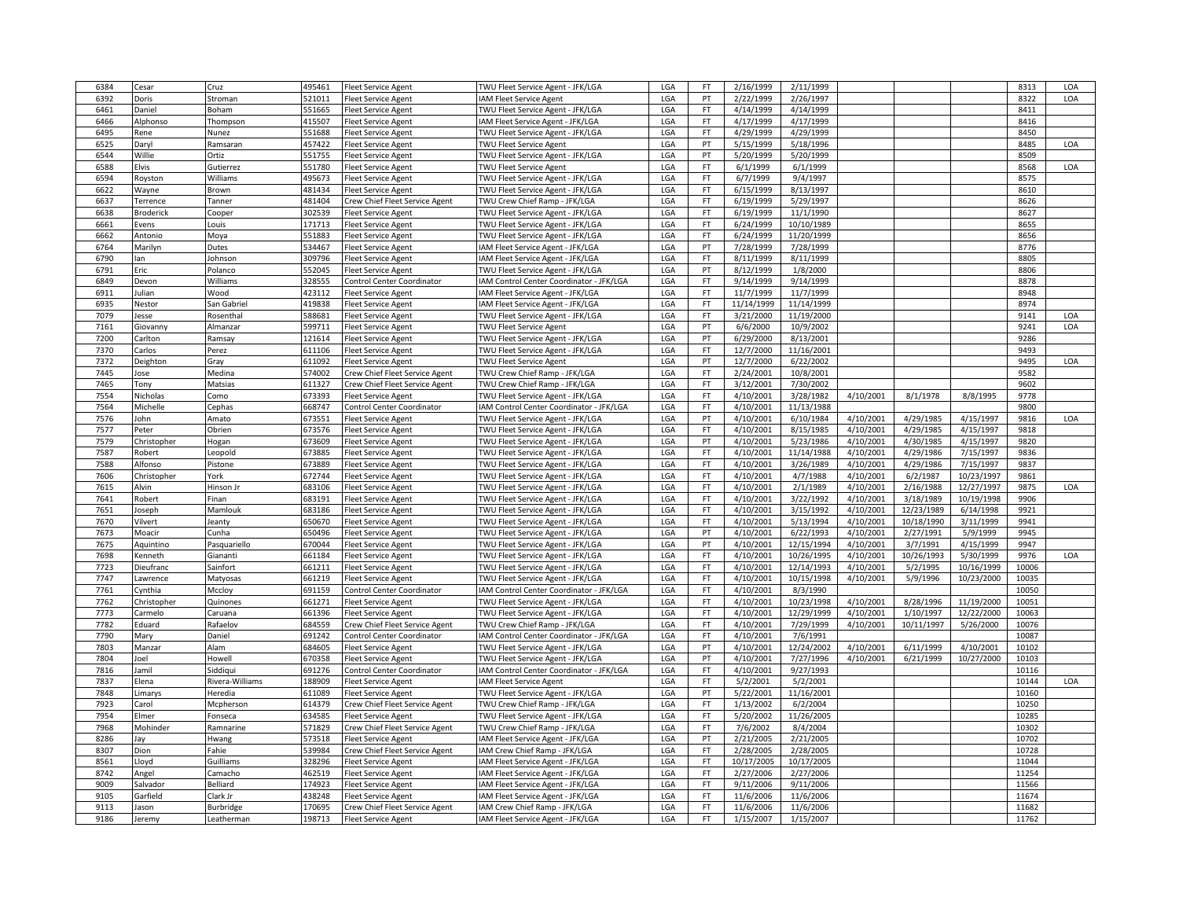| | | | | | | | | | | | | | | |
|---|---|---|---|---|---|---|---|---|---|---|---|---|---|---|
| 6384 | Cesar | Cruz | 495461 | Fleet Service Agent | TWU Fleet Service Agent - JFK/LGA | LGA | FT | 2/16/1999 | 2/11/1999 | | | | 8313 | LOA |
| 6392 | Doris | Stroman | 521011 | Fleet Service Agent | IAM Fleet Service Agent | LGA | PT | 2/22/1999 | 2/26/1997 | | | | 8322 | LOA |
| 6461 | Daniel | Boham | 551665 | Fleet Service Agent | TWU Fleet Service Agent - JFK/LGA | LGA | FT | 4/14/1999 | 4/14/1999 | | | | 8411 | |
| 6466 | Alphonso | Thompson | 415507 | Fleet Service Agent | IAM Fleet Service Agent - JFK/LGA | LGA | FT | 4/17/1999 | 4/17/1999 | | | | 8416 | |
| 6495 | Rene | Nunez | 551688 | Fleet Service Agent | TWU Fleet Service Agent - JFK/LGA | LGA | FT | 4/29/1999 | 4/29/1999 | | | | 8450 | |
| 6525 | Daryl | Ramsaran | 457422 | Fleet Service Agent | TWU Fleet Service Agent | LGA | PT | 5/15/1999 | 5/18/1996 | | | | 8485 | LOA |
| 6544 | Willie | Ortiz | 551755 | Fleet Service Agent | TWU Fleet Service Agent - JFK/LGA | LGA | PT | 5/20/1999 | 5/20/1999 | | | | 8509 | |
| 6588 | Elvis | Gutierrez | 551780 | Fleet Service Agent | TWU Fleet Service Agent | LGA | FT | 6/1/1999 | 6/1/1999 | | | | 8568 | LOA |
| 6594 | Royston | Williams | 495673 | Fleet Service Agent | TWU Fleet Service Agent - JFK/LGA | LGA | FT | 6/7/1999 | 9/4/1997 | | | | 8575 | |
| 6622 | Wayne | Brown | 481434 | Fleet Service Agent | TWU Fleet Service Agent - JFK/LGA | LGA | FT | 6/15/1999 | 8/13/1997 | | | | 8610 | |
| 6637 | Terrence | Tanner | 481404 | Crew Chief Fleet Service Agent | TWU Crew Chief Ramp - JFK/LGA | LGA | FT | 6/19/1999 | 5/29/1997 | | | | 8626 | |
| 6638 | Broderick | Cooper | 302539 | Fleet Service Agent | TWU Fleet Service Agent - JFK/LGA | LGA | FT | 6/19/1999 | 11/1/1990 | | | | 8627 | |
| 6661 | Evens | Louis | 171713 | Fleet Service Agent | TWU Fleet Service Agent - JFK/LGA | LGA | FT | 6/24/1999 | 10/10/1989 | | | | 8655 | |
| 6662 | Antonio | Moya | 551883 | Fleet Service Agent | TWU Fleet Service Agent - JFK/LGA | LGA | FT | 6/24/1999 | 11/20/1999 | | | | 8656 | |
| 6764 | Marilyn | Dutes | 534467 | Fleet Service Agent | IAM Fleet Service Agent - JFK/LGA | LGA | PT | 7/28/1999 | 7/28/1999 | | | | 8776 | |
| 6790 | Ian | Johnson | 309796 | Fleet Service Agent | IAM Fleet Service Agent - JFK/LGA | LGA | FT | 8/11/1999 | 8/11/1999 | | | | 8805 | |
| 6791 | Eric | Polanco | 552045 | Fleet Service Agent | TWU Fleet Service Agent - JFK/LGA | LGA | PT | 8/12/1999 | 1/8/2000 | | | | 8806 | |
| 6849 | Devon | Williams | 328555 | Control Center Coordinator | IAM Control Center Coordinator - JFK/LGA | LGA | FT | 9/14/1999 | 9/14/1999 | | | | 8878 | |
| 6911 | Julian | Wood | 423112 | Fleet Service Agent | IAM Fleet Service Agent - JFK/LGA | LGA | FT | 11/7/1999 | 11/7/1999 | | | | 8948 | |
| 6935 | Nestor | San Gabriel | 419838 | Fleet Service Agent | IAM Fleet Service Agent - JFK/LGA | LGA | FT | 11/14/1999 | 11/14/1999 | | | | 8974 | |
| 7079 | Jesse | Rosenthal | 588681 | Fleet Service Agent | TWU Fleet Service Agent - JFK/LGA | LGA | FT | 3/21/2000 | 11/19/2000 | | | | 9141 | LOA |
| 7161 | Giovanny | Almanzar | 599711 | Fleet Service Agent | TWU Fleet Service Agent | LGA | PT | 6/6/2000 | 10/9/2002 | | | | 9241 | LOA |
| 7200 | Carlton | Ramsay | 121614 | Fleet Service Agent | TWU Fleet Service Agent - JFK/LGA | LGA | PT | 6/29/2000 | 8/13/2001 | | | | 9286 | |
| 7370 | Carlos | Perez | 611106 | Fleet Service Agent | TWU Fleet Service Agent - JFK/LGA | LGA | FT | 12/7/2000 | 11/16/2001 | | | | 9493 | |
| 7372 | Deighton | Gray | 611092 | Fleet Service Agent | TWU Fleet Service Agent | LGA | PT | 12/7/2000 | 6/22/2002 | | | | 9495 | LOA |
| 7445 | Jose | Medina | 574002 | Crew Chief Fleet Service Agent | TWU Crew Chief Ramp - JFK/LGA | LGA | FT | 2/24/2001 | 10/8/2001 | | | | 9582 | |
| 7465 | Tony | Matsias | 611327 | Crew Chief Fleet Service Agent | TWU Crew Chief Ramp - JFK/LGA | LGA | FT | 3/12/2001 | 7/30/2002 | | | | 9602 | |
| 7554 | Nicholas | Como | 673393 | Fleet Service Agent | TWU Fleet Service Agent - JFK/LGA | LGA | FT | 4/10/2001 | 3/28/1982 | 4/10/2001 | 8/1/1978 | 8/8/1995 | 9778 | |
| 7564 | Michelle | Cephas | 668747 | Control Center Coordinator | IAM Control Center Coordinator - JFK/LGA | LGA | FT | 4/10/2001 | 11/13/1988 | | | | 9800 | |
| 7576 | John | Amato | 673551 | Fleet Service Agent | TWU Fleet Service Agent - JFK/LGA | LGA | PT | 4/10/2001 | 6/10/1984 | 4/10/2001 | 4/29/1985 | 4/15/1997 | 9816 | LOA |
| 7577 | Peter | Obrien | 673576 | Fleet Service Agent | TWU Fleet Service Agent - JFK/LGA | LGA | FT | 4/10/2001 | 8/15/1985 | 4/10/2001 | 4/29/1985 | 4/15/1997 | 9818 | |
| 7579 | Christopher | Hogan | 673609 | Fleet Service Agent | TWU Fleet Service Agent - JFK/LGA | LGA | PT | 4/10/2001 | 5/23/1986 | 4/10/2001 | 4/30/1985 | 4/15/1997 | 9820 | |
| 7587 | Robert | Leopold | 673885 | Fleet Service Agent | TWU Fleet Service Agent - JFK/LGA | LGA | FT | 4/10/2001 | 11/14/1988 | 4/10/2001 | 4/29/1986 | 7/15/1997 | 9836 | |
| 7588 | Alfonso | Pistone | 673889 | Fleet Service Agent | TWU Fleet Service Agent - JFK/LGA | LGA | FT | 4/10/2001 | 3/26/1989 | 4/10/2001 | 4/29/1986 | 7/15/1997 | 9837 | |
| 7606 | Christopher | York | 672744 | Fleet Service Agent | TWU Fleet Service Agent - JFK/LGA | LGA | FT | 4/10/2001 | 4/7/1988 | 4/10/2001 | 6/2/1987 | 10/23/1997 | 9861 | |
| 7615 | Alvin | Hinson Jr | 683106 | Fleet Service Agent | TWU Fleet Service Agent - JFK/LGA | LGA | FT | 4/10/2001 | 2/1/1989 | 4/10/2001 | 2/16/1988 | 12/27/1997 | 9875 | LOA |
| 7641 | Robert | Finan | 683191 | Fleet Service Agent | TWU Fleet Service Agent - JFK/LGA | LGA | FT | 4/10/2001 | 3/22/1992 | 4/10/2001 | 3/18/1989 | 10/19/1998 | 9906 | |
| 7651 | Joseph | Mamlouk | 683186 | Fleet Service Agent | TWU Fleet Service Agent - JFK/LGA | LGA | FT | 4/10/2001 | 3/15/1992 | 4/10/2001 | 12/23/1989 | 6/14/1998 | 9921 | |
| 7670 | Vilvert | Jeanty | 650670 | Fleet Service Agent | TWU Fleet Service Agent - JFK/LGA | LGA | FT | 4/10/2001 | 5/13/1994 | 4/10/2001 | 10/18/1990 | 3/11/1999 | 9941 | |
| 7673 | Moacir | Cunha | 650496 | Fleet Service Agent | TWU Fleet Service Agent - JFK/LGA | LGA | PT | 4/10/2001 | 6/22/1993 | 4/10/2001 | 2/27/1991 | 5/9/1999 | 9945 | |
| 7675 | Aquintino | Pasquariello | 670044 | Fleet Service Agent | TWU Fleet Service Agent - JFK/LGA | LGA | PT | 4/10/2001 | 12/15/1994 | 4/10/2001 | 3/7/1991 | 4/15/1999 | 9947 | |
| 7698 | Kenneth | Giananti | 661184 | Fleet Service Agent | TWU Fleet Service Agent - JFK/LGA | LGA | FT | 4/10/2001 | 10/26/1995 | 4/10/2001 | 10/26/1993 | 5/30/1999 | 9976 | LOA |
| 7723 | Dieufranc | Sainfort | 661211 | Fleet Service Agent | TWU Fleet Service Agent - JFK/LGA | LGA | FT | 4/10/2001 | 12/14/1993 | 4/10/2001 | 5/2/1995 | 10/16/1999 | 10006 | |
| 7747 | Lawrence | Matyosas | 661219 | Fleet Service Agent | TWU Fleet Service Agent - JFK/LGA | LGA | FT | 4/10/2001 | 10/15/1998 | 4/10/2001 | 5/9/1996 | 10/23/2000 | 10035 | |
| 7761 | Cynthia | Mccloy | 691159 | Control Center Coordinator | IAM Control Center Coordinator - JFK/LGA | LGA | FT | 4/10/2001 | 8/3/1990 | | | | 10050 | |
| 7762 | Christopher | Quinones | 661271 | Fleet Service Agent | TWU Fleet Service Agent - JFK/LGA | LGA | FT | 4/10/2001 | 10/23/1998 | 4/10/2001 | 8/28/1996 | 11/19/2000 | 10051 | |
| 7773 | Carmelo | Caruana | 661396 | Fleet Service Agent | TWU Fleet Service Agent - JFK/LGA | LGA | FT | 4/10/2001 | 12/29/1999 | 4/10/2001 | 1/10/1997 | 12/22/2000 | 10063 | |
| 7782 | Eduard | Rafaelov | 684559 | Crew Chief Fleet Service Agent | TWU Crew Chief Ramp - JFK/LGA | LGA | FT | 4/10/2001 | 7/29/1999 | 4/10/2001 | 10/11/1997 | 5/26/2000 | 10076 | |
| 7790 | Mary | Daniel | 691242 | Control Center Coordinator | IAM Control Center Coordinator - JFK/LGA | LGA | FT | 4/10/2001 | 7/6/1991 | | | | 10087 | |
| 7803 | Manzar | Alam | 684605 | Fleet Service Agent | TWU Fleet Service Agent - JFK/LGA | LGA | PT | 4/10/2001 | 12/24/2002 | 4/10/2001 | 6/11/1999 | 4/10/2001 | 10102 | |
| 7804 | Joel | Howell | 670358 | Fleet Service Agent | TWU Fleet Service Agent - JFK/LGA | LGA | PT | 4/10/2001 | 7/27/1996 | 4/10/2001 | 6/21/1999 | 10/27/2000 | 10103 | |
| 7816 | Jamil | Siddiqui | 691276 | Control Center Coordinator | IAM Control Center Coordinator - JFK/LGA | LGA | FT | 4/10/2001 | 9/27/1993 | | | | 10116 | |
| 7837 | Elena | Rivera-Williams | 188909 | Fleet Service Agent | IAM Fleet Service Agent | LGA | FT | 5/2/2001 | 5/2/2001 | | | | 10144 | LOA |
| 7848 | Limarys | Heredia | 611089 | Fleet Service Agent | TWU Fleet Service Agent - JFK/LGA | LGA | PT | 5/22/2001 | 11/16/2001 | | | | 10160 | |
| 7923 | Carol | Mcpherson | 614379 | Crew Chief Fleet Service Agent | TWU Crew Chief Ramp - JFK/LGA | LGA | FT | 1/13/2002 | 6/2/2004 | | | | 10250 | |
| 7954 | Elmer | Fonseca | 634585 | Fleet Service Agent | TWU Fleet Service Agent - JFK/LGA | LGA | FT | 5/20/2002 | 11/26/2005 | | | | 10285 | |
| 7968 | Mohinder | Ramnarine | 571829 | Crew Chief Fleet Service Agent | TWU Crew Chief Ramp - JFK/LGA | LGA | FT | 7/6/2002 | 8/4/2004 | | | | 10302 | |
| 8286 | Jay | Hwang | 573518 | Fleet Service Agent | IAM Fleet Service Agent - JFK/LGA | LGA | PT | 2/21/2005 | 2/21/2005 | | | | 10702 | |
| 8307 | Dion | Fahie | 539984 | Crew Chief Fleet Service Agent | IAM Crew Chief Ramp - JFK/LGA | LGA | FT | 2/28/2005 | 2/28/2005 | | | | 10728 | |
| 8561 | Lloyd | Guilliams | 328296 | Fleet Service Agent | IAM Fleet Service Agent - JFK/LGA | LGA | FT | 10/17/2005 | 10/17/2005 | | | | 11044 | |
| 8742 | Angel | Camacho | 462519 | Fleet Service Agent | IAM Fleet Service Agent - JFK/LGA | LGA | FT | 2/27/2006 | 2/27/2006 | | | | 11254 | |
| 9009 | Salvador | Belliard | 174923 | Fleet Service Agent | IAM Fleet Service Agent - JFK/LGA | LGA | FT | 9/11/2006 | 9/11/2006 | | | | 11566 | |
| 9105 | Garfield | Clark Jr | 438248 | Fleet Service Agent | IAM Fleet Service Agent - JFK/LGA | LGA | FT | 11/6/2006 | 11/6/2006 | | | | 11674 | |
| 9113 | Jason | Burbridge | 170695 | Crew Chief Fleet Service Agent | IAM Crew Chief Ramp - JFK/LGA | LGA | FT | 11/6/2006 | 11/6/2006 | | | | 11682 | |
| 9186 | Jeremy | Leatherman | 198713 | Fleet Service Agent | IAM Fleet Service Agent - JFK/LGA | LGA | FT | 1/15/2007 | 1/15/2007 | | | | 11762 | |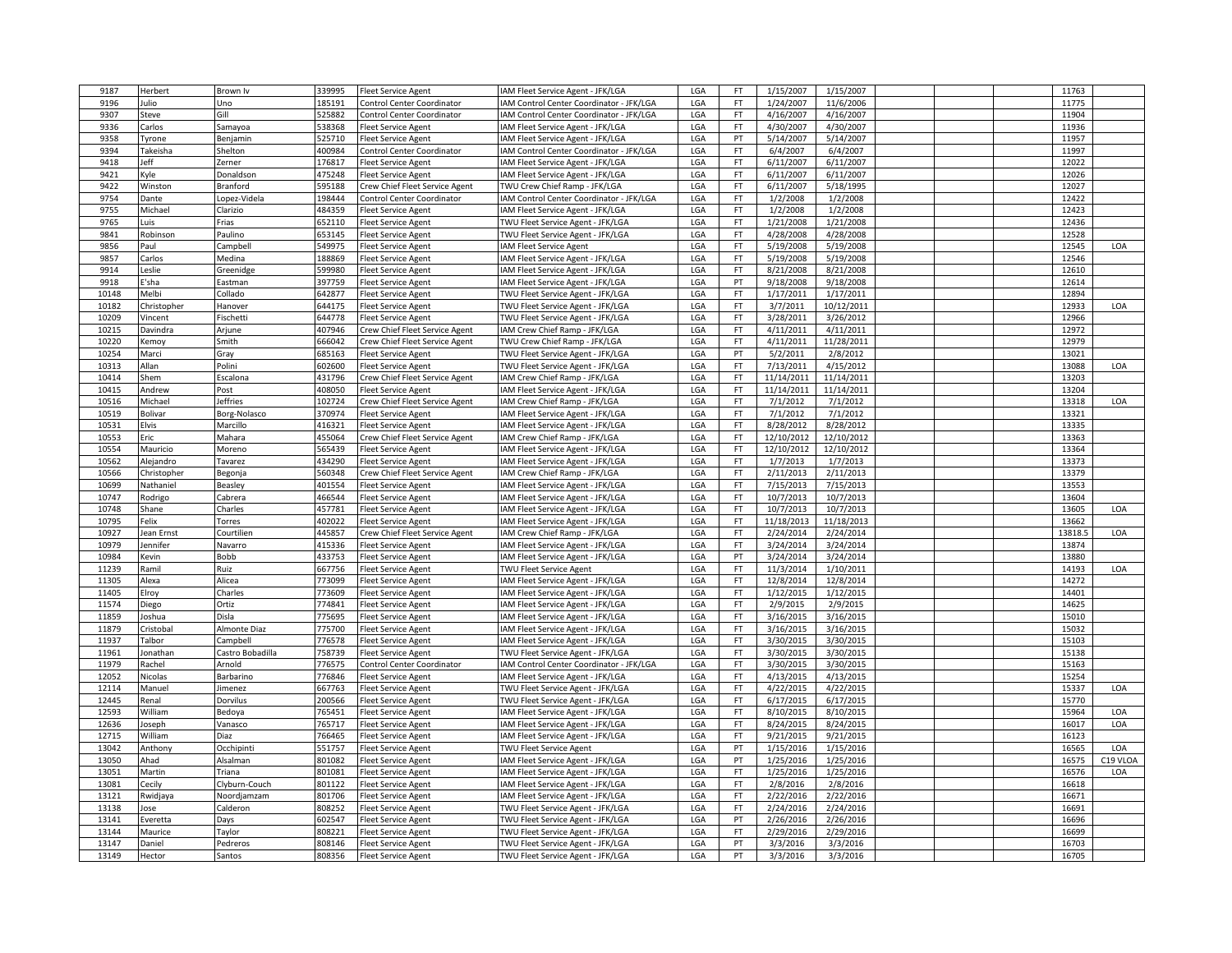| | | | | | | | | | | | | | | |
|---|---|---|---|---|---|---|---|---|---|---|---|---|---|---|
| 9187 | Herbert | Brown Iv | 339995 | Fleet Service Agent | IAM Fleet Service Agent - JFK/LGA | LGA | FT | 1/15/2007 | 1/15/2007 | | | | 11763 | |
| 9196 | Julio | Uno | 185191 | Control Center Coordinator | IAM Control Center Coordinator - JFK/LGA | LGA | FT | 1/24/2007 | 11/6/2006 | | | | 11775 | |
| 9307 | Steve | Gill | 525882 | Control Center Coordinator | IAM Control Center Coordinator - JFK/LGA | LGA | FT | 4/16/2007 | 4/16/2007 | | | | 11904 | |
| 9336 | Carlos | Samayoa | 538368 | Fleet Service Agent | IAM Fleet Service Agent - JFK/LGA | LGA | FT | 4/30/2007 | 4/30/2007 | | | | 11936 | |
| 9358 | Tyrone | Benjamin | 525710 | Fleet Service Agent | IAM Fleet Service Agent - JFK/LGA | LGA | PT | 5/14/2007 | 5/14/2007 | | | | 11957 | |
| 9394 | Takeisha | Shelton | 400984 | Control Center Coordinator | IAM Control Center Coordinator - JFK/LGA | LGA | FT | 6/4/2007 | 6/4/2007 | | | | 11997 | |
| 9418 | Jeff | Zerner | 176817 | Fleet Service Agent | IAM Fleet Service Agent - JFK/LGA | LGA | FT | 6/11/2007 | 6/11/2007 | | | | 12022 | |
| 9421 | Kyle | Donaldson | 475248 | Fleet Service Agent | IAM Fleet Service Agent - JFK/LGA | LGA | FT | 6/11/2007 | 6/11/2007 | | | | 12026 | |
| 9422 | Winston | Branford | 595188 | Crew Chief Fleet Service Agent | TWU Crew Chief Ramp - JFK/LGA | LGA | FT | 6/11/2007 | 5/18/1995 | | | | 12027 | |
| 9754 | Dante | Lopez-Videla | 198444 | Control Center Coordinator | IAM Control Center Coordinator - JFK/LGA | LGA | FT | 1/2/2008 | 1/2/2008 | | | | 12422 | |
| 9755 | Michael | Clarizio | 484359 | Fleet Service Agent | IAM Fleet Service Agent - JFK/LGA | LGA | FT | 1/2/2008 | 1/2/2008 | | | | 12423 | |
| 9765 | Luis | Frias | 652110 | Fleet Service Agent | TWU Fleet Service Agent - JFK/LGA | LGA | FT | 1/21/2008 | 1/21/2008 | | | | 12436 | |
| 9841 | Robinson | Paulino | 653145 | Fleet Service Agent | TWU Fleet Service Agent - JFK/LGA | LGA | FT | 4/28/2008 | 4/28/2008 | | | | 12528 | |
| 9856 | Paul | Campbell | 549975 | Fleet Service Agent | IAM Fleet Service Agent | LGA | FT | 5/19/2008 | 5/19/2008 | | | | 12545 | LOA |
| 9857 | Carlos | Medina | 188869 | Fleet Service Agent | IAM Fleet Service Agent - JFK/LGA | LGA | FT | 5/19/2008 | 5/19/2008 | | | | 12546 | |
| 9914 | Leslie | Greenidge | 599980 | Fleet Service Agent | IAM Fleet Service Agent - JFK/LGA | LGA | FT | 8/21/2008 | 8/21/2008 | | | | 12610 | |
| 9918 | E'sha | Eastman | 397759 | Fleet Service Agent | IAM Fleet Service Agent - JFK/LGA | LGA | PT | 9/18/2008 | 9/18/2008 | | | | 12614 | |
| 10148 | Melbi | Collado | 642877 | Fleet Service Agent | TWU Fleet Service Agent - JFK/LGA | LGA | FT | 1/17/2011 | 1/17/2011 | | | | 12894 | |
| 10182 | Christopher | Hanover | 644175 | Fleet Service Agent | TWU Fleet Service Agent - JFK/LGA | LGA | FT | 3/7/2011 | 10/12/2011 | | | | 12933 | LOA |
| 10209 | Vincent | Fischetti | 644778 | Fleet Service Agent | TWU Fleet Service Agent - JFK/LGA | LGA | FT | 3/28/2011 | 3/26/2012 | | | | 12966 | |
| 10215 | Davindra | Arjune | 407946 | Crew Chief Fleet Service Agent | IAM Crew Chief Ramp - JFK/LGA | LGA | FT | 4/11/2011 | 4/11/2011 | | | | 12972 | |
| 10220 | Kemoy | Smith | 666042 | Crew Chief Fleet Service Agent | TWU Crew Chief Ramp - JFK/LGA | LGA | FT | 4/11/2011 | 11/28/2011 | | | | 12979 | |
| 10254 | Marci | Gray | 685163 | Fleet Service Agent | TWU Fleet Service Agent - JFK/LGA | LGA | PT | 5/2/2011 | 2/8/2012 | | | | 13021 | |
| 10313 | Allan | Polini | 602600 | Fleet Service Agent | TWU Fleet Service Agent - JFK/LGA | LGA | FT | 7/13/2011 | 4/15/2012 | | | | 13088 | LOA |
| 10414 | Shem | Escalona | 431796 | Crew Chief Fleet Service Agent | IAM Crew Chief Ramp - JFK/LGA | LGA | FT | 11/14/2011 | 11/14/2011 | | | | 13203 | |
| 10415 | Andrew | Post | 408050 | Fleet Service Agent | IAM Fleet Service Agent - JFK/LGA | LGA | FT | 11/14/2011 | 11/14/2011 | | | | 13204 | |
| 10516 | Michael | Jeffries | 102724 | Crew Chief Fleet Service Agent | IAM Crew Chief Ramp - JFK/LGA | LGA | FT | 7/1/2012 | 7/1/2012 | | | | 13318 | LOA |
| 10519 | Bolivar | Borg-Nolasco | 370974 | Fleet Service Agent | IAM Fleet Service Agent - JFK/LGA | LGA | FT | 7/1/2012 | 7/1/2012 | | | | 13321 | |
| 10531 | Elvis | Marcillo | 416321 | Fleet Service Agent | IAM Fleet Service Agent - JFK/LGA | LGA | FT | 8/28/2012 | 8/28/2012 | | | | 13335 | |
| 10553 | Eric | Mahara | 455064 | Crew Chief Fleet Service Agent | IAM Crew Chief Ramp - JFK/LGA | LGA | FT | 12/10/2012 | 12/10/2012 | | | | 13363 | |
| 10554 | Mauricio | Moreno | 565439 | Fleet Service Agent | IAM Fleet Service Agent - JFK/LGA | LGA | FT | 12/10/2012 | 12/10/2012 | | | | 13364 | |
| 10562 | Alejandro | Tavarez | 434290 | Fleet Service Agent | IAM Fleet Service Agent - JFK/LGA | LGA | FT | 1/7/2013 | 1/7/2013 | | | | 13373 | |
| 10566 | Christopher | Begonja | 560348 | Crew Chief Fleet Service Agent | IAM Crew Chief Ramp - JFK/LGA | LGA | FT | 2/11/2013 | 2/11/2013 | | | | 13379 | |
| 10699 | Nathaniel | Beasley | 401554 | Fleet Service Agent | IAM Fleet Service Agent - JFK/LGA | LGA | FT | 7/15/2013 | 7/15/2013 | | | | 13553 | |
| 10747 | Rodrigo | Cabrera | 466544 | Fleet Service Agent | IAM Fleet Service Agent - JFK/LGA | LGA | FT | 10/7/2013 | 10/7/2013 | | | | 13604 | |
| 10748 | Shane | Charles | 457781 | Fleet Service Agent | IAM Fleet Service Agent - JFK/LGA | LGA | FT | 10/7/2013 | 10/7/2013 | | | | 13605 | LOA |
| 10795 | Felix | Torres | 402022 | Fleet Service Agent | IAM Fleet Service Agent - JFK/LGA | LGA | FT | 11/18/2013 | 11/18/2013 | | | | 13662 | |
| 10927 | Jean Ernst | Courtilien | 445857 | Crew Chief Fleet Service Agent | IAM Crew Chief Ramp - JFK/LGA | LGA | FT | 2/24/2014 | 2/24/2014 | | | | 13818.5 | LOA |
| 10979 | Jennifer | Navarro | 415336 | Fleet Service Agent | IAM Fleet Service Agent - JFK/LGA | LGA | FT | 3/24/2014 | 3/24/2014 | | | | 13874 | |
| 10984 | Kevin | Bobb | 433753 | Fleet Service Agent | IAM Fleet Service Agent - JFK/LGA | LGA | PT | 3/24/2014 | 3/24/2014 | | | | 13880 | |
| 11239 | Ramil | Ruiz | 667756 | Fleet Service Agent | TWU Fleet Service Agent | LGA | FT | 11/3/2014 | 1/10/2011 | | | | 14193 | LOA |
| 11305 | Alexa | Alicea | 773099 | Fleet Service Agent | IAM Fleet Service Agent - JFK/LGA | LGA | FT | 12/8/2014 | 12/8/2014 | | | | 14272 | |
| 11405 | Elroy | Charles | 773609 | Fleet Service Agent | IAM Fleet Service Agent - JFK/LGA | LGA | FT | 1/12/2015 | 1/12/2015 | | | | 14401 | |
| 11574 | Diego | Ortiz | 774841 | Fleet Service Agent | IAM Fleet Service Agent - JFK/LGA | LGA | FT | 2/9/2015 | 2/9/2015 | | | | 14625 | |
| 11859 | Joshua | Disla | 775695 | Fleet Service Agent | IAM Fleet Service Agent - JFK/LGA | LGA | FT | 3/16/2015 | 3/16/2015 | | | | 15010 | |
| 11879 | Cristobal | Almonte Diaz | 775700 | Fleet Service Agent | IAM Fleet Service Agent - JFK/LGA | LGA | FT | 3/16/2015 | 3/16/2015 | | | | 15032 | |
| 11937 | Talbor | Campbell | 776578 | Fleet Service Agent | IAM Fleet Service Agent - JFK/LGA | LGA | FT | 3/30/2015 | 3/30/2015 | | | | 15103 | |
| 11961 | Jonathan | Castro Bobadilla | 758739 | Fleet Service Agent | TWU Fleet Service Agent - JFK/LGA | LGA | FT | 3/30/2015 | 3/30/2015 | | | | 15138 | |
| 11979 | Rachel | Arnold | 776575 | Control Center Coordinator | IAM Control Center Coordinator - JFK/LGA | LGA | FT | 3/30/2015 | 3/30/2015 | | | | 15163 | |
| 12052 | Nicolas | Barbarino | 776846 | Fleet Service Agent | IAM Fleet Service Agent - JFK/LGA | LGA | FT | 4/13/2015 | 4/13/2015 | | | | 15254 | |
| 12114 | Manuel | Jimenez | 667763 | Fleet Service Agent | TWU Fleet Service Agent - JFK/LGA | LGA | FT | 4/22/2015 | 4/22/2015 | | | | 15337 | LOA |
| 12445 | Renal | Dorvilus | 200566 | Fleet Service Agent | TWU Fleet Service Agent - JFK/LGA | LGA | FT | 6/17/2015 | 6/17/2015 | | | | 15770 | |
| 12593 | William | Bedoya | 765451 | Fleet Service Agent | IAM Fleet Service Agent - JFK/LGA | LGA | FT | 8/10/2015 | 8/10/2015 | | | | 15964 | LOA |
| 12636 | Joseph | Vanasco | 765717 | Fleet Service Agent | IAM Fleet Service Agent - JFK/LGA | LGA | FT | 8/24/2015 | 8/24/2015 | | | | 16017 | LOA |
| 12715 | William | Diaz | 766465 | Fleet Service Agent | IAM Fleet Service Agent - JFK/LGA | LGA | FT | 9/21/2015 | 9/21/2015 | | | | 16123 | |
| 13042 | Anthony | Occhipinti | 551757 | Fleet Service Agent | TWU Fleet Service Agent | LGA | PT | 1/15/2016 | 1/15/2016 | | | | 16565 | LOA |
| 13050 | Ahad | Alsalman | 801082 | Fleet Service Agent | IAM Fleet Service Agent - JFK/LGA | LGA | PT | 1/25/2016 | 1/25/2016 | | | | 16575 | C19 VLOA |
| 13051 | Martin | Triana | 801081 | Fleet Service Agent | IAM Fleet Service Agent - JFK/LGA | LGA | FT | 1/25/2016 | 1/25/2016 | | | | 16576 | LOA |
| 13081 | Cecily | Clyburn-Couch | 801122 | Fleet Service Agent | IAM Fleet Service Agent - JFK/LGA | LGA | FT | 2/8/2016 | 2/8/2016 | | | | 16618 | |
| 13121 | Rwidjaya | Noordjamzam | 801706 | Fleet Service Agent | IAM Fleet Service Agent - JFK/LGA | LGA | FT | 2/22/2016 | 2/22/2016 | | | | 16671 | |
| 13138 | Jose | Calderon | 808252 | Fleet Service Agent | TWU Fleet Service Agent - JFK/LGA | LGA | FT | 2/24/2016 | 2/24/2016 | | | | 16691 | |
| 13141 | Everetta | Days | 602547 | Fleet Service Agent | TWU Fleet Service Agent - JFK/LGA | LGA | PT | 2/26/2016 | 2/26/2016 | | | | 16696 | |
| 13144 | Maurice | Taylor | 808221 | Fleet Service Agent | TWU Fleet Service Agent - JFK/LGA | LGA | FT | 2/29/2016 | 2/29/2016 | | | | 16699 | |
| 13147 | Daniel | Pedreros | 808146 | Fleet Service Agent | TWU Fleet Service Agent - JFK/LGA | LGA | PT | 3/3/2016 | 3/3/2016 | | | | 16703 | |
| 13149 | Hector | Santos | 808356 | Fleet Service Agent | TWU Fleet Service Agent - JFK/LGA | LGA | PT | 3/3/2016 | 3/3/2016 | | | | 16705 | |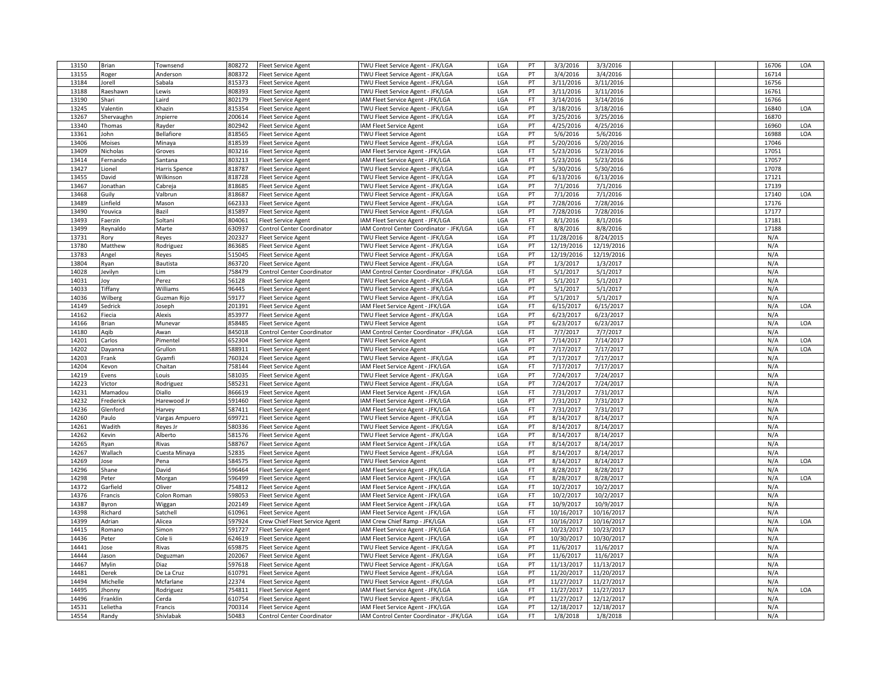| 13150 | Brian | Townsend | 808272 | Fleet Service Agent | TWU Fleet Service Agent - JFK/LGA | LGA | PT | 3/3/2016 | 3/3/2016 | | | 16706 | LOA |
|---|---|---|---|---|---|---|---|---|---|---|---|---|---|
| 13155 | Roger | Anderson | 808372 | Fleet Service Agent | TWU Fleet Service Agent - JFK/LGA | LGA | PT | 3/4/2016 | 3/4/2016 | | | 16714 | |
| 13184 | Jorell | Sabala | 815373 | Fleet Service Agent | TWU Fleet Service Agent - JFK/LGA | LGA | PT | 3/11/2016 | 3/11/2016 | | | 16756 | |
| 13188 | Raeshawn | Lewis | 808393 | Fleet Service Agent | TWU Fleet Service Agent - JFK/LGA | LGA | PT | 3/11/2016 | 3/11/2016 | | | 16761 | |
| 13190 | Shari | Laird | 802179 | Fleet Service Agent | IAM Fleet Service Agent - JFK/LGA | LGA | FT | 3/14/2016 | 3/14/2016 | | | 16766 | |
| 13245 | Valentin | Khazin | 815354 | Fleet Service Agent | TWU Fleet Service Agent - JFK/LGA | LGA | PT | 3/18/2016 | 3/18/2016 | | | 16840 | LOA |
| 13267 | Shervaughn | Jnpierre | 200614 | Fleet Service Agent | TWU Fleet Service Agent - JFK/LGA | LGA | PT | 3/25/2016 | 3/25/2016 | | | 16870 | |
| 13340 | Thomas | Rayder | 802942 | Fleet Service Agent | IAM Fleet Service Agent | LGA | PT | 4/25/2016 | 4/25/2016 | | | 16960 | LOA |
| 13361 | John | Bellafiore | 818565 | Fleet Service Agent | TWU Fleet Service Agent | LGA | PT | 5/6/2016 | 5/6/2016 | | | 16988 | LOA |
| 13406 | Moises | Minaya | 818539 | Fleet Service Agent | TWU Fleet Service Agent - JFK/LGA | LGA | PT | 5/20/2016 | 5/20/2016 | | | 17046 | |
| 13409 | Nicholas | Groves | 803216 | Fleet Service Agent | IAM Fleet Service Agent - JFK/LGA | LGA | FT | 5/23/2016 | 5/23/2016 | | | 17051 | |
| 13414 | Fernando | Santana | 803213 | Fleet Service Agent | IAM Fleet Service Agent - JFK/LGA | LGA | FT | 5/23/2016 | 5/23/2016 | | | 17057 | |
| 13427 | Lionel | Harris Spence | 818787 | Fleet Service Agent | TWU Fleet Service Agent - JFK/LGA | LGA | PT | 5/30/2016 | 5/30/2016 | | | 17078 | |
| 13455 | David | Wilkinson | 818728 | Fleet Service Agent | TWU Fleet Service Agent - JFK/LGA | LGA | PT | 6/13/2016 | 6/13/2016 | | | 17121 | |
| 13467 | Jonathan | Cabreja | 818685 | Fleet Service Agent | TWU Fleet Service Agent - JFK/LGA | LGA | PT | 7/1/2016 | 7/1/2016 | | | 17139 | |
| 13468 | Guily | Valbrun | 818687 | Fleet Service Agent | TWU Fleet Service Agent - JFK/LGA | LGA | PT | 7/1/2016 | 7/1/2016 | | | 17140 | LOA |
| 13489 | Linfield | Mason | 662333 | Fleet Service Agent | TWU Fleet Service Agent - JFK/LGA | LGA | PT | 7/28/2016 | 7/28/2016 | | | 17176 | |
| 13490 | Youvica | Bazil | 815897 | Fleet Service Agent | TWU Fleet Service Agent - JFK/LGA | LGA | PT | 7/28/2016 | 7/28/2016 | | | 17177 | |
| 13493 | Faerzin | Soltani | 804061 | Fleet Service Agent | IAM Fleet Service Agent - JFK/LGA | LGA | FT | 8/1/2016 | 8/1/2016 | | | 17181 | |
| 13499 | Reynaldo | Marte | 630937 | Control Center Coordinator | IAM Control Center Coordinator - JFK/LGA | LGA | FT | 8/8/2016 | 8/8/2016 | | | 17188 | |
| 13731 | Rory | Reyes | 202327 | Fleet Service Agent | TWU Fleet Service Agent - JFK/LGA | LGA | PT | 11/28/2016 | 8/24/2015 | | | N/A | |
| 13780 | Matthew | Rodriguez | 863685 | Fleet Service Agent | TWU Fleet Service Agent - JFK/LGA | LGA | PT | 12/19/2016 | 12/19/2016 | | | N/A | |
| 13783 | Angel | Reyes | 515045 | Fleet Service Agent | TWU Fleet Service Agent - JFK/LGA | LGA | PT | 12/19/2016 | 12/19/2016 | | | N/A | |
| 13804 | Ryan | Bautista | 863720 | Fleet Service Agent | TWU Fleet Service Agent - JFK/LGA | LGA | PT | 1/3/2017 | 1/3/2017 | | | N/A | |
| 14028 | Jevilyn | Lim | 758479 | Control Center Coordinator | IAM Control Center Coordinator - JFK/LGA | LGA | FT | 5/1/2017 | 5/1/2017 | | | N/A | |
| 14031 | Joy | Perez | 56128 | Fleet Service Agent | TWU Fleet Service Agent - JFK/LGA | LGA | PT | 5/1/2017 | 5/1/2017 | | | N/A | |
| 14033 | Tiffany | Williams | 96445 | Fleet Service Agent | TWU Fleet Service Agent - JFK/LGA | LGA | PT | 5/1/2017 | 5/1/2017 | | | N/A | |
| 14036 | Wilberg | Guzman Rijo | 59177 | Fleet Service Agent | TWU Fleet Service Agent - JFK/LGA | LGA | PT | 5/1/2017 | 5/1/2017 | | | N/A | |
| 14149 | Sedrick | Joseph | 201391 | Fleet Service Agent | IAM Fleet Service Agent - JFK/LGA | LGA | FT | 6/15/2017 | 6/15/2017 | | | N/A | LOA |
| 14162 | Fiecia | Alexis | 853977 | Fleet Service Agent | TWU Fleet Service Agent - JFK/LGA | LGA | PT | 6/23/2017 | 6/23/2017 | | | N/A | |
| 14166 | Brian | Munevar | 858485 | Fleet Service Agent | TWU Fleet Service Agent | LGA | PT | 6/23/2017 | 6/23/2017 | | | N/A | LOA |
| 14180 | Aqib | Awan | 845018 | Control Center Coordinator | IAM Control Center Coordinator - JFK/LGA | LGA | FT | 7/7/2017 | 7/7/2017 | | | N/A | |
| 14201 | Carlos | Pimentel | 652304 | Fleet Service Agent | TWU Fleet Service Agent | LGA | PT | 7/14/2017 | 7/14/2017 | | | N/A | LOA |
| 14202 | Dayanna | Grullon | 588911 | Fleet Service Agent | TWU Fleet Service Agent | LGA | PT | 7/17/2017 | 7/17/2017 | | | N/A | LOA |
| 14203 | Frank | Gyamfi | 760324 | Fleet Service Agent | TWU Fleet Service Agent - JFK/LGA | LGA | PT | 7/17/2017 | 7/17/2017 | | | N/A | |
| 14204 | Kevon | Chaitan | 758144 | Fleet Service Agent | IAM Fleet Service Agent - JFK/LGA | LGA | FT | 7/17/2017 | 7/17/2017 | | | N/A | |
| 14219 | Evens | Louis | 581035 | Fleet Service Agent | TWU Fleet Service Agent - JFK/LGA | LGA | PT | 7/24/2017 | 7/24/2017 | | | N/A | |
| 14223 | Victor | Rodriguez | 585231 | Fleet Service Agent | TWU Fleet Service Agent - JFK/LGA | LGA | PT | 7/24/2017 | 7/24/2017 | | | N/A | |
| 14231 | Mamadou | Diallo | 866619 | Fleet Service Agent | IAM Fleet Service Agent - JFK/LGA | LGA | FT | 7/31/2017 | 7/31/2017 | | | N/A | |
| 14232 | Frederick | Harewood Jr | 591460 | Fleet Service Agent | IAM Fleet Service Agent - JFK/LGA | LGA | PT | 7/31/2017 | 7/31/2017 | | | N/A | |
| 14236 | Glenford | Harvey | 587411 | Fleet Service Agent | IAM Fleet Service Agent - JFK/LGA | LGA | FT | 7/31/2017 | 7/31/2017 | | | N/A | |
| 14260 | Paulo | Vargas Ampuero | 699721 | Fleet Service Agent | TWU Fleet Service Agent - JFK/LGA | LGA | PT | 8/14/2017 | 8/14/2017 | | | N/A | |
| 14261 | Wadith | Reyes Jr | 580336 | Fleet Service Agent | TWU Fleet Service Agent - JFK/LGA | LGA | PT | 8/14/2017 | 8/14/2017 | | | N/A | |
| 14262 | Kevin | Alberto | 581576 | Fleet Service Agent | TWU Fleet Service Agent - JFK/LGA | LGA | PT | 8/14/2017 | 8/14/2017 | | | N/A | |
| 14265 | Ryan | Rivas | 588767 | Fleet Service Agent | IAM Fleet Service Agent - JFK/LGA | LGA | FT | 8/14/2017 | 8/14/2017 | | | N/A | |
| 14267 | Wallach | Cuesta Minaya | 52835 | Fleet Service Agent | TWU Fleet Service Agent - JFK/LGA | LGA | PT | 8/14/2017 | 8/14/2017 | | | N/A | |
| 14269 | Jose | Pena | 584575 | Fleet Service Agent | TWU Fleet Service Agent | LGA | PT | 8/14/2017 | 8/14/2017 | | | N/A | LOA |
| 14296 | Shane | David | 596464 | Fleet Service Agent | IAM Fleet Service Agent - JFK/LGA | LGA | FT | 8/28/2017 | 8/28/2017 | | | N/A | |
| 14298 | Peter | Morgan | 596499 | Fleet Service Agent | IAM Fleet Service Agent - JFK/LGA | LGA | FT | 8/28/2017 | 8/28/2017 | | | N/A | LOA |
| 14372 | Garfield | Oliver | 754812 | Fleet Service Agent | IAM Fleet Service Agent - JFK/LGA | LGA | FT | 10/2/2017 | 10/2/2017 | | | N/A | |
| 14376 | Francis | Colon Roman | 598053 | Fleet Service Agent | IAM Fleet Service Agent - JFK/LGA | LGA | FT | 10/2/2017 | 10/2/2017 | | | N/A | |
| 14387 | Byron | Wiggan | 202149 | Fleet Service Agent | IAM Fleet Service Agent - JFK/LGA | LGA | FT | 10/9/2017 | 10/9/2017 | | | N/A | |
| 14398 | Richard | Satchell | 610961 | Fleet Service Agent | IAM Fleet Service Agent - JFK/LGA | LGA | FT | 10/16/2017 | 10/16/2017 | | | N/A | |
| 14399 | Adrian | Alicea | 597924 | Crew Chief Fleet Service Agent | IAM Crew Chief Ramp - JFK/LGA | LGA | FT | 10/16/2017 | 10/16/2017 | | | N/A | LOA |
| 14415 | Romano | Simon | 591727 | Fleet Service Agent | IAM Fleet Service Agent - JFK/LGA | LGA | FT | 10/23/2017 | 10/23/2017 | | | N/A | |
| 14436 | Peter | Cole Ii | 624619 | Fleet Service Agent | IAM Fleet Service Agent - JFK/LGA | LGA | PT | 10/30/2017 | 10/30/2017 | | | N/A | |
| 14441 | Jose | Rivas | 659875 | Fleet Service Agent | TWU Fleet Service Agent - JFK/LGA | LGA | PT | 11/6/2017 | 11/6/2017 | | | N/A | |
| 14444 | Jason | Deguzman | 202067 | Fleet Service Agent | TWU Fleet Service Agent - JFK/LGA | LGA | PT | 11/6/2017 | 11/6/2017 | | | N/A | |
| 14467 | Mylin | Diaz | 597618 | Fleet Service Agent | TWU Fleet Service Agent - JFK/LGA | LGA | PT | 11/13/2017 | 11/13/2017 | | | N/A | |
| 14481 | Derek | De La Cruz | 610791 | Fleet Service Agent | TWU Fleet Service Agent - JFK/LGA | LGA | PT | 11/20/2017 | 11/20/2017 | | | N/A | |
| 14494 | Michelle | Mcfarlane | 22374 | Fleet Service Agent | TWU Fleet Service Agent - JFK/LGA | LGA | PT | 11/27/2017 | 11/27/2017 | | | N/A | |
| 14495 | Jhonny | Rodriguez | 754811 | Fleet Service Agent | IAM Fleet Service Agent - JFK/LGA | LGA | FT | 11/27/2017 | 11/27/2017 | | | N/A | LOA |
| 14496 | Franklin | Cerda | 610754 | Fleet Service Agent | TWU Fleet Service Agent - JFK/LGA | LGA | PT | 11/27/2017 | 12/12/2017 | | | N/A | |
| 14531 | Lelietha | Francis | 700314 | Fleet Service Agent | IAM Fleet Service Agent - JFK/LGA | LGA | PT | 12/18/2017 | 12/18/2017 | | | N/A | |
| 14554 | Randy | Shivlabak | 50483 | Control Center Coordinator | IAM Control Center Coordinator - JFK/LGA | LGA | FT | 1/8/2018 | 1/8/2018 | | | N/A | |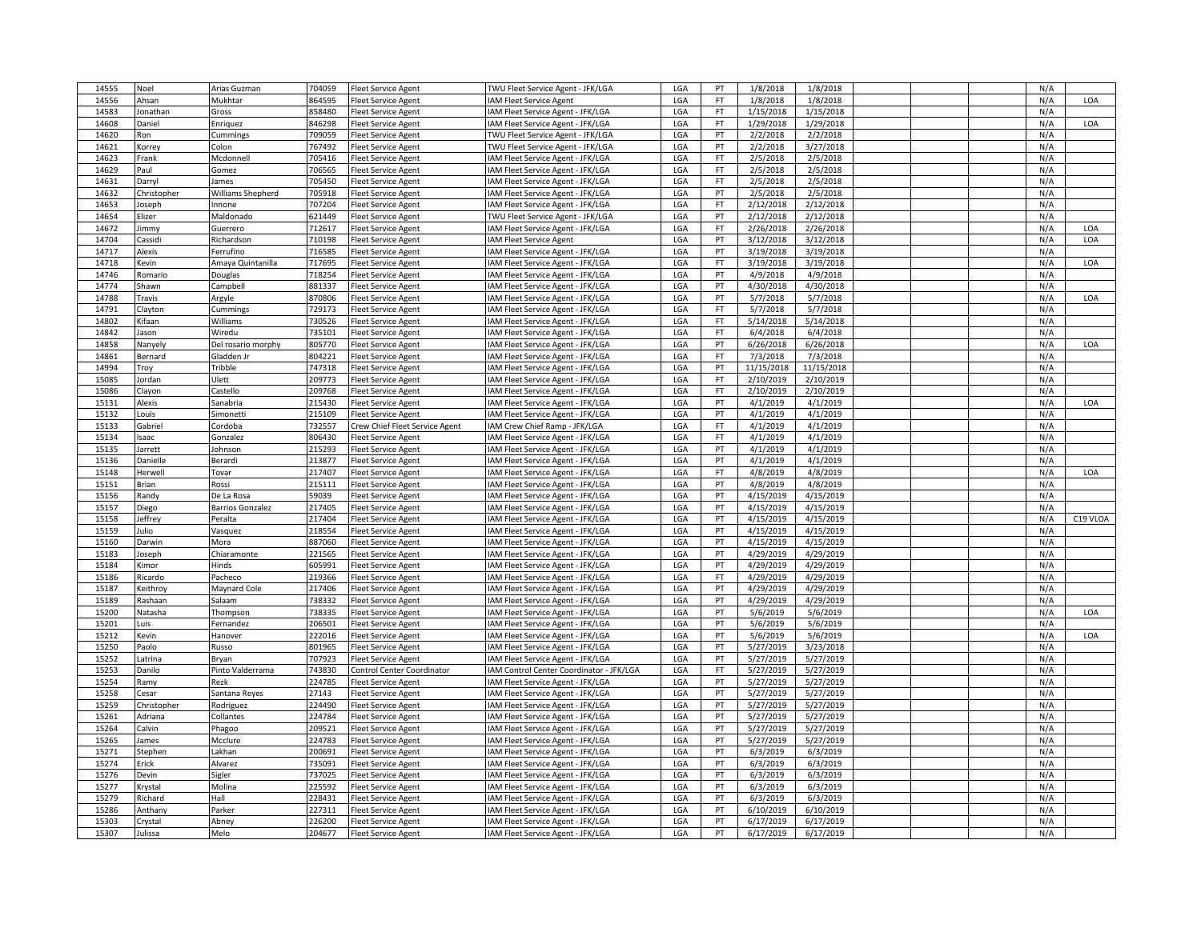| | | | | | | | | | | | | | | |
|---|---|---|---|---|---|---|---|---|---|---|---|---|---|---|
| 14555 | Noel | Arias Guzman | 704059 | Fleet Service Agent | TWU Fleet Service Agent - JFK/LGA | LGA | PT | 1/8/2018 | 1/8/2018 | | | | N/A | |
| 14556 | Ahsan | Mukhtar | 864595 | Fleet Service Agent | IAM Fleet Service Agent | LGA | FT | 1/8/2018 | 1/8/2018 | | | | N/A | LOA |
| 14583 | Jonathan | Gross | 858480 | Fleet Service Agent | IAM Fleet Service Agent - JFK/LGA | LGA | FT | 1/15/2018 | 1/15/2018 | | | | N/A | |
| 14608 | Daniel | Enriquez | 846298 | Fleet Service Agent | IAM Fleet Service Agent - JFK/LGA | LGA | FT | 1/29/2018 | 1/29/2018 | | | | N/A | LOA |
| 14620 | Ron | Cummings | 709059 | Fleet Service Agent | TWU Fleet Service Agent - JFK/LGA | LGA | PT | 2/2/2018 | 2/2/2018 | | | | N/A | |
| 14621 | Korrey | Colon | 767492 | Fleet Service Agent | TWU Fleet Service Agent - JFK/LGA | LGA | PT | 2/2/2018 | 3/27/2018 | | | | N/A | |
| 14623 | Frank | Mcdonnell | 705416 | Fleet Service Agent | IAM Fleet Service Agent - JFK/LGA | LGA | FT | 2/5/2018 | 2/5/2018 | | | | N/A | |
| 14629 | Paul | Gomez | 706565 | Fleet Service Agent | IAM Fleet Service Agent - JFK/LGA | LGA | FT | 2/5/2018 | 2/5/2018 | | | | N/A | |
| 14631 | Darryl | James | 705450 | Fleet Service Agent | IAM Fleet Service Agent - JFK/LGA | LGA | FT | 2/5/2018 | 2/5/2018 | | | | N/A | |
| 14632 | Christopher | Williams Shepherd | 705918 | Fleet Service Agent | IAM Fleet Service Agent - JFK/LGA | LGA | PT | 2/5/2018 | 2/5/2018 | | | | N/A | |
| 14653 | Joseph | Innone | 707204 | Fleet Service Agent | IAM Fleet Service Agent - JFK/LGA | LGA | FT | 2/12/2018 | 2/12/2018 | | | | N/A | |
| 14654 | Elizer | Maldonado | 621449 | Fleet Service Agent | TWU Fleet Service Agent - JFK/LGA | LGA | PT | 2/12/2018 | 2/12/2018 | | | | N/A | |
| 14672 | Jimmy | Guerrero | 712617 | Fleet Service Agent | IAM Fleet Service Agent - JFK/LGA | LGA | FT | 2/26/2018 | 2/26/2018 | | | | N/A | LOA |
| 14704 | Cassidi | Richardson | 710198 | Fleet Service Agent | IAM Fleet Service Agent | LGA | PT | 3/12/2018 | 3/12/2018 | | | | N/A | LOA |
| 14717 | Alexis | Ferrufino | 716585 | Fleet Service Agent | IAM Fleet Service Agent - JFK/LGA | LGA | PT | 3/19/2018 | 3/19/2018 | | | | N/A | |
| 14718 | Kevin | Amaya Quintanilla | 717695 | Fleet Service Agent | IAM Fleet Service Agent - JFK/LGA | LGA | FT | 3/19/2018 | 3/19/2018 | | | | N/A | LOA |
| 14746 | Romario | Douglas | 718254 | Fleet Service Agent | IAM Fleet Service Agent - JFK/LGA | LGA | PT | 4/9/2018 | 4/9/2018 | | | | N/A | |
| 14774 | Shawn | Campbell | 881337 | Fleet Service Agent | IAM Fleet Service Agent - JFK/LGA | LGA | PT | 4/30/2018 | 4/30/2018 | | | | N/A | |
| 14788 | Travis | Argyle | 870806 | Fleet Service Agent | IAM Fleet Service Agent - JFK/LGA | LGA | PT | 5/7/2018 | 5/7/2018 | | | | N/A | LOA |
| 14791 | Clayton | Cummings | 729173 | Fleet Service Agent | IAM Fleet Service Agent - JFK/LGA | LGA | FT | 5/7/2018 | 5/7/2018 | | | | N/A | |
| 14802 | Kifaan | Williams | 730526 | Fleet Service Agent | IAM Fleet Service Agent - JFK/LGA | LGA | FT | 5/14/2018 | 5/14/2018 | | | | N/A | |
| 14842 | Jason | Wiredu | 735101 | Fleet Service Agent | IAM Fleet Service Agent - JFK/LGA | LGA | FT | 6/4/2018 | 6/4/2018 | | | | N/A | |
| 14858 | Nanyely | Del rosario morphy | 805770 | Fleet Service Agent | IAM Fleet Service Agent - JFK/LGA | LGA | PT | 6/26/2018 | 6/26/2018 | | | | N/A | LOA |
| 14861 | Bernard | Gladden Jr | 804221 | Fleet Service Agent | IAM Fleet Service Agent - JFK/LGA | LGA | FT | 7/3/2018 | 7/3/2018 | | | | N/A | |
| 14994 | Troy | Tribble | 747318 | Fleet Service Agent | IAM Fleet Service Agent - JFK/LGA | LGA | PT | 11/15/2018 | 11/15/2018 | | | | N/A | |
| 15085 | Jordan | Ulett | 209773 | Fleet Service Agent | IAM Fleet Service Agent - JFK/LGA | LGA | FT | 2/10/2019 | 2/10/2019 | | | | N/A | |
| 15086 | Clayon | Castello | 209768 | Fleet Service Agent | IAM Fleet Service Agent - JFK/LGA | LGA | FT | 2/10/2019 | 2/10/2019 | | | | N/A | |
| 15131 | Alexis | Sanabria | 215430 | Fleet Service Agent | IAM Fleet Service Agent - JFK/LGA | LGA | PT | 4/1/2019 | 4/1/2019 | | | | N/A | LOA |
| 15132 | Louis | Simonetti | 215109 | Fleet Service Agent | IAM Fleet Service Agent - JFK/LGA | LGA | PT | 4/1/2019 | 4/1/2019 | | | | N/A | |
| 15133 | Gabriel | Cordoba | 732557 | Crew Chief Fleet Service Agent | IAM Crew Chief Ramp - JFK/LGA | LGA | FT | 4/1/2019 | 4/1/2019 | | | | N/A | |
| 15134 | Isaac | Gonzalez | 806430 | Fleet Service Agent | IAM Fleet Service Agent - JFK/LGA | LGA | FT | 4/1/2019 | 4/1/2019 | | | | N/A | |
| 15135 | Jarrett | Johnson | 215293 | Fleet Service Agent | IAM Fleet Service Agent - JFK/LGA | LGA | PT | 4/1/2019 | 4/1/2019 | | | | N/A | |
| 15136 | Danielle | Berardi | 213877 | Fleet Service Agent | IAM Fleet Service Agent - JFK/LGA | LGA | PT | 4/1/2019 | 4/1/2019 | | | | N/A | |
| 15148 | Herwell | Tovar | 217407 | Fleet Service Agent | IAM Fleet Service Agent - JFK/LGA | LGA | FT | 4/8/2019 | 4/8/2019 | | | | N/A | LOA |
| 15151 | Brian | Rossi | 215111 | Fleet Service Agent | IAM Fleet Service Agent - JFK/LGA | LGA | PT | 4/8/2019 | 4/8/2019 | | | | N/A | |
| 15156 | Randy | De La Rosa | 59039 | Fleet Service Agent | IAM Fleet Service Agent - JFK/LGA | LGA | PT | 4/15/2019 | 4/15/2019 | | | | N/A | |
| 15157 | Diego | Barrios Gonzalez | 217405 | Fleet Service Agent | IAM Fleet Service Agent - JFK/LGA | LGA | PT | 4/15/2019 | 4/15/2019 | | | | N/A | |
| 15158 | Jeffrey | Peralta | 217404 | Fleet Service Agent | IAM Fleet Service Agent - JFK/LGA | LGA | PT | 4/15/2019 | 4/15/2019 | | | | N/A | C19 VLOA |
| 15159 | Julio | Vasquez | 218554 | Fleet Service Agent | IAM Fleet Service Agent - JFK/LGA | LGA | PT | 4/15/2019 | 4/15/2019 | | | | N/A | |
| 15160 | Darwin | Mora | 887060 | Fleet Service Agent | IAM Fleet Service Agent - JFK/LGA | LGA | PT | 4/15/2019 | 4/15/2019 | | | | N/A | |
| 15183 | Joseph | Chiaramonte | 221565 | Fleet Service Agent | IAM Fleet Service Agent - JFK/LGA | LGA | PT | 4/29/2019 | 4/29/2019 | | | | N/A | |
| 15184 | Kimor | Hinds | 605991 | Fleet Service Agent | IAM Fleet Service Agent - JFK/LGA | LGA | PT | 4/29/2019 | 4/29/2019 | | | | N/A | |
| 15186 | Ricardo | Pacheco | 219366 | Fleet Service Agent | IAM Fleet Service Agent - JFK/LGA | LGA | FT | 4/29/2019 | 4/29/2019 | | | | N/A | |
| 15187 | Keithroy | Maynard Cole | 217406 | Fleet Service Agent | IAM Fleet Service Agent - JFK/LGA | LGA | PT | 4/29/2019 | 4/29/2019 | | | | N/A | |
| 15189 | Rashaan | Salaam | 738332 | Fleet Service Agent | IAM Fleet Service Agent - JFK/LGA | LGA | PT | 4/29/2019 | 4/29/2019 | | | | N/A | |
| 15200 | Natasha | Thompson | 738335 | Fleet Service Agent | IAM Fleet Service Agent - JFK/LGA | LGA | PT | 5/6/2019 | 5/6/2019 | | | | N/A | LOA |
| 15201 | Luis | Fernandez | 206501 | Fleet Service Agent | IAM Fleet Service Agent - JFK/LGA | LGA | PT | 5/6/2019 | 5/6/2019 | | | | N/A | |
| 15212 | Kevin | Hanover | 222016 | Fleet Service Agent | IAM Fleet Service Agent - JFK/LGA | LGA | PT | 5/6/2019 | 5/6/2019 | | | | N/A | LOA |
| 15250 | Paolo | Russo | 801965 | Fleet Service Agent | IAM Fleet Service Agent - JFK/LGA | LGA | PT | 5/27/2019 | 3/23/2018 | | | | N/A | |
| 15252 | Latrina | Bryan | 707923 | Fleet Service Agent | IAM Fleet Service Agent - JFK/LGA | LGA | PT | 5/27/2019 | 5/27/2019 | | | | N/A | |
| 15253 | Danilo | Pinto Valderrama | 743830 | Control Center Coordinator | IAM Control Center Coordinator - JFK/LGA | LGA | FT | 5/27/2019 | 5/27/2019 | | | | N/A | |
| 15254 | Ramy | Rezk | 224785 | Fleet Service Agent | IAM Fleet Service Agent - JFK/LGA | LGA | PT | 5/27/2019 | 5/27/2019 | | | | N/A | |
| 15258 | Cesar | Santana Reyes | 27143 | Fleet Service Agent | IAM Fleet Service Agent - JFK/LGA | LGA | PT | 5/27/2019 | 5/27/2019 | | | | N/A | |
| 15259 | Christopher | Rodriguez | 224490 | Fleet Service Agent | IAM Fleet Service Agent - JFK/LGA | LGA | PT | 5/27/2019 | 5/27/2019 | | | | N/A | |
| 15261 | Adriana | Collantes | 224784 | Fleet Service Agent | IAM Fleet Service Agent - JFK/LGA | LGA | PT | 5/27/2019 | 5/27/2019 | | | | N/A | |
| 15264 | Calvin | Phagoo | 209521 | Fleet Service Agent | IAM Fleet Service Agent - JFK/LGA | LGA | PT | 5/27/2019 | 5/27/2019 | | | | N/A | |
| 15265 | James | Mcclure | 224783 | Fleet Service Agent | IAM Fleet Service Agent - JFK/LGA | LGA | PT | 5/27/2019 | 5/27/2019 | | | | N/A | |
| 15271 | Stephen | Lakhan | 200691 | Fleet Service Agent | IAM Fleet Service Agent - JFK/LGA | LGA | PT | 6/3/2019 | 6/3/2019 | | | | N/A | |
| 15274 | Erick | Alvarez | 735091 | Fleet Service Agent | IAM Fleet Service Agent - JFK/LGA | LGA | PT | 6/3/2019 | 6/3/2019 | | | | N/A | |
| 15276 | Devin | Sigler | 737025 | Fleet Service Agent | IAM Fleet Service Agent - JFK/LGA | LGA | PT | 6/3/2019 | 6/3/2019 | | | | N/A | |
| 15277 | Krystal | Molina | 225592 | Fleet Service Agent | IAM Fleet Service Agent - JFK/LGA | LGA | PT | 6/3/2019 | 6/3/2019 | | | | N/A | |
| 15279 | Richard | Hall | 228431 | Fleet Service Agent | IAM Fleet Service Agent - JFK/LGA | LGA | PT | 6/3/2019 | 6/3/2019 | | | | N/A | |
| 15286 | Anthany | Parker | 227311 | Fleet Service Agent | IAM Fleet Service Agent - JFK/LGA | LGA | PT | 6/10/2019 | 6/10/2019 | | | | N/A | |
| 15303 | Crystal | Abney | 226200 | Fleet Service Agent | IAM Fleet Service Agent - JFK/LGA | LGA | PT | 6/17/2019 | 6/17/2019 | | | | N/A | |
| 15307 | Julissa | Melo | 204677 | Fleet Service Agent | IAM Fleet Service Agent - JFK/LGA | LGA | PT | 6/17/2019 | 6/17/2019 | | | | N/A | |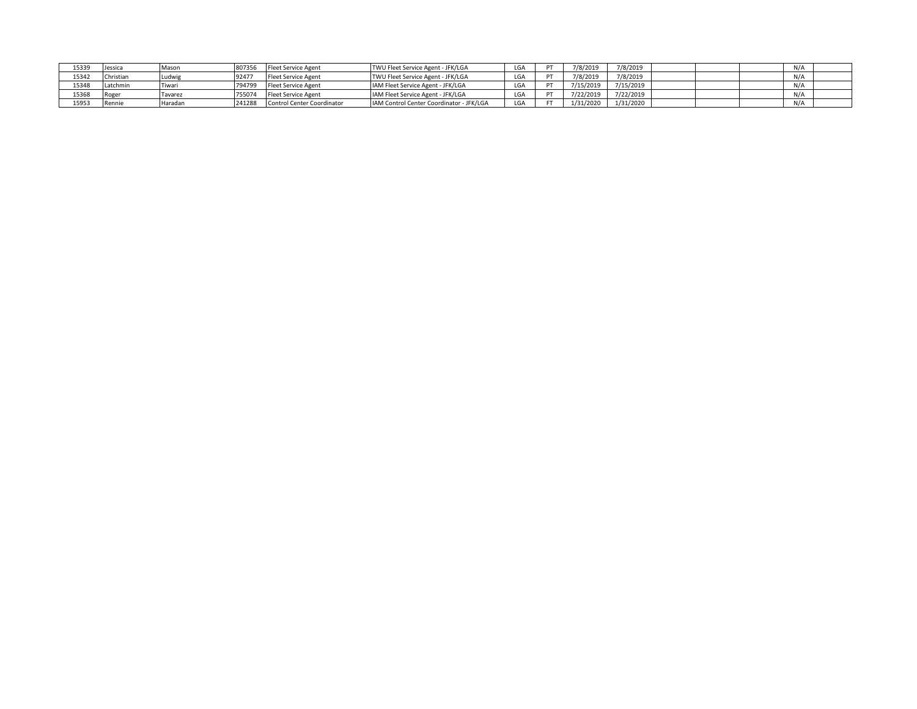| | | | | | | | | | | | | | | |
|---|---|---|---|---|---|---|---|---|---|---|---|---|---|---|
| 15339 | Jessica | Mason | 807356 | Fleet Service Agent | TWU Fleet Service Agent - JFK/LGA | LGA | PT | 7/8/2019 | 7/8/2019 | | | | N/A | |
| 15342 | Christian | Ludwig | 92477 | Fleet Service Agent | TWU Fleet Service Agent - JFK/LGA | LGA | PT | 7/8/2019 | 7/8/2019 | | | | N/A | |
| 15348 | Latchmin | Tiwari | 794799 | Fleet Service Agent | IAM Fleet Service Agent - JFK/LGA | LGA | PT | 7/15/2019 | 7/15/2019 | | | | N/A | |
| 15368 | Roger | Tavarez | 755074 | Fleet Service Agent | IAM Fleet Service Agent - JFK/LGA | LGA | PT | 7/22/2019 | 7/22/2019 | | | | N/A | |
| 15953 | Rennie | Haradan | 241288 | Control Center Coordinator | IAM Control Center Coordinator - JFK/LGA | LGA | FT | 1/31/2020 | 1/31/2020 | | | | N/A | |